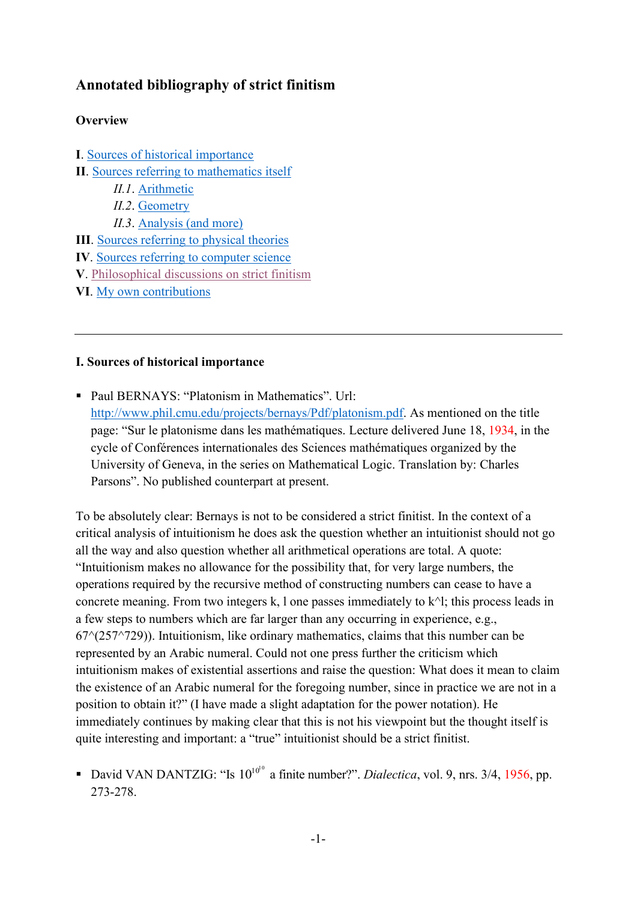## Annotated bibliography of strict finitism

### Overview

**I**. Sources of historical importance
**II**. Sources referring to mathematics itself
  *II.1*. Arithmetic
  *II.2*. Geometry
  *II.3*. Analysis (and more)
**III**. Sources referring to physical theories
**IV**. Sources referring to computer science
**V**. Philosophical discussions on strict finitism
**VI**. My own contributions

---

### I. Sources of historical importance

- Paul BERNAYS: "Platonism in Mathematics". Url: http://www.phil.cmu.edu/projects/bernays/Pdf/platonism.pdf. As mentioned on the title page: "Sur le platonisme dans les mathématiques. Lecture delivered June 18, 1934, in the cycle of Conférences internationales des Sciences mathématiques organized by the University of Geneva, in the series on Mathematical Logic. Translation by: Charles Parsons". No published counterpart at present.

To be absolutely clear: Bernays is not to be considered a strict finitist. In the context of a critical analysis of intuitionism he does ask the question whether an intuitionist should not go all the way and also question whether all arithmetical operations are total. A quote: "Intuitionism makes no allowance for the possibility that, for very large numbers, the operations required by the recursive method of constructing numbers can cease to have a concrete meaning. From two integers k, l one passes immediately to k^l; this process leads in a few steps to numbers which are far larger than any occurring in experience, e.g., 67^(257^729)). Intuitionism, like ordinary mathematics, claims that this number can be represented by an Arabic numeral. Could not one press further the criticism which intuitionism makes of existential assertions and raise the question: What does it mean to claim the existence of an Arabic numeral for the foregoing number, since in practice we are not in a position to obtain it?" (I have made a slight adaptation for the power notation). He immediately continues by making clear that this is not his viewpoint but the thought itself is quite interesting and important: a "true" intuitionist should be a strict finitist.

- David VAN DANTZIG: "Is $10^{10^{10}}$ a finite number?". *Dialectica*, vol. 9, nrs. 3/4, 1956, pp. 273-278.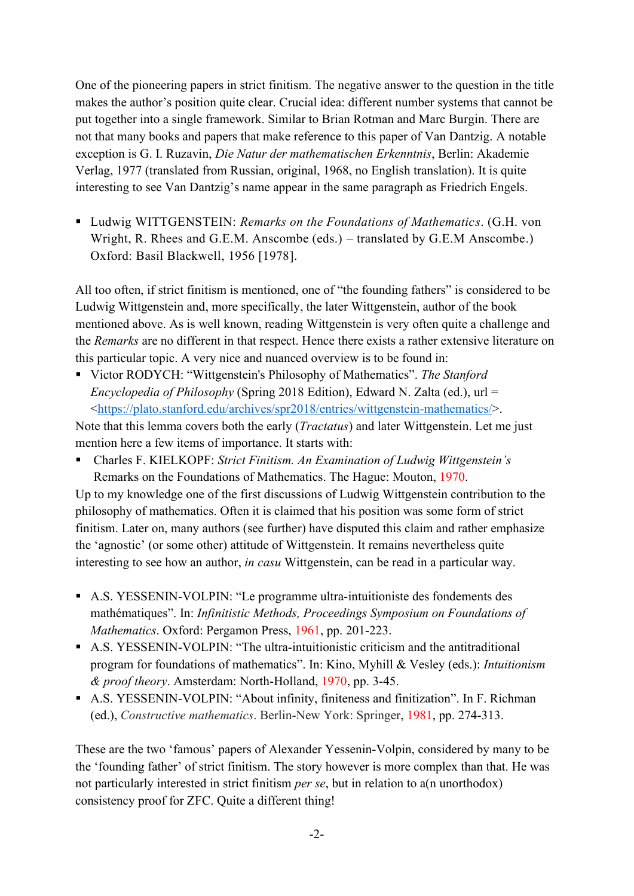One of the pioneering papers in strict finitism. The negative answer to the question in the title makes the author's position quite clear. Crucial idea: different number systems that cannot be put together into a single framework. Similar to Brian Rotman and Marc Burgin. There are not that many books and papers that make reference to this paper of Van Dantzig. A notable exception is G. I. Ruzavin, *Die Natur der mathematischen Erkenntnis*, Berlin: Akademie Verlag, 1977 (translated from Russian, original, 1968, no English translation). It is quite interesting to see Van Dantzig's name appear in the same paragraph as Friedrich Engels.

- Ludwig WITTGENSTEIN: *Remarks on the Foundations of Mathematics*. (G.H. von Wright, R. Rhees and G.E.M. Anscombe (eds.) – translated by G.E.M Anscombe.) Oxford: Basil Blackwell, 1956 [1978].

All too often, if strict finitism is mentioned, one of "the founding fathers" is considered to be Ludwig Wittgenstein and, more specifically, the later Wittgenstein, author of the book mentioned above. As is well known, reading Wittgenstein is very often quite a challenge and the *Remarks* are no different in that respect. Hence there exists a rather extensive literature on this particular topic. A very nice and nuanced overview is to be found in:

- Victor RODYCH: "Wittgenstein's Philosophy of Mathematics". *The Stanford Encyclopedia of Philosophy* (Spring 2018 Edition), Edward N. Zalta (ed.), url = <https://plato.stanford.edu/archives/spr2018/entries/wittgenstein-mathematics/>.

Note that this lemma covers both the early (*Tractatus*) and later Wittgenstein. Let me just mention here a few items of importance. It starts with:

- Charles F. KIELKOPF: *Strict Finitism. An Examination of Ludwig Wittgenstein's* Remarks on the Foundations of Mathematics. The Hague: Mouton, 1970.

Up to my knowledge one of the first discussions of Ludwig Wittgenstein contribution to the philosophy of mathematics. Often it is claimed that his position was some form of strict finitism. Later on, many authors (see further) have disputed this claim and rather emphasize the 'agnostic' (or some other) attitude of Wittgenstein. It remains nevertheless quite interesting to see how an author, *in casu* Wittgenstein, can be read in a particular way.

- A.S. YESSENIN-VOLPIN: "Le programme ultra-intuitioniste des fondements des mathématiques". In: *Infinitistic Methods, Proceedings Symposium on Foundations of Mathematics*. Oxford: Pergamon Press, 1961, pp. 201-223.
- A.S. YESSENIN-VOLPIN: "The ultra-intuitionistic criticism and the antitraditional program for foundations of mathematics". In: Kino, Myhill & Vesley (eds.): *Intuitionism & proof theory*. Amsterdam: North-Holland, 1970, pp. 3-45.
- A.S. YESSENIN-VOLPIN: "About infinity, finiteness and finitization". In F. Richman (ed.), *Constructive mathematics*. Berlin-New York: Springer, 1981, pp. 274-313.

These are the two 'famous' papers of Alexander Yessenin-Volpin, considered by many to be the 'founding father' of strict finitism. The story however is more complex than that. He was not particularly interested in strict finitism *per se*, but in relation to a(n unorthodox) consistency proof for ZFC. Quite a different thing!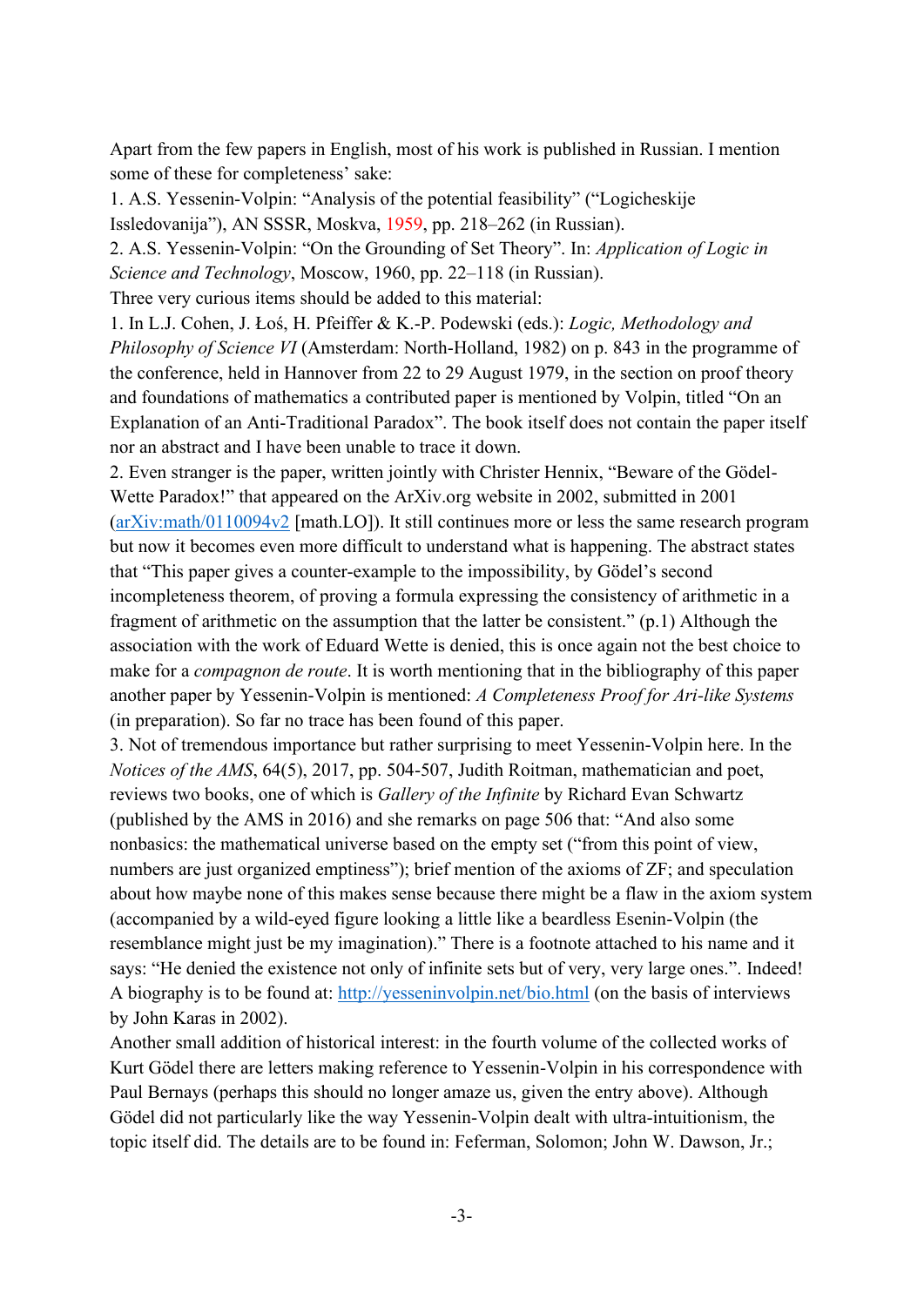Apart from the few papers in English, most of his work is published in Russian. I mention some of these for completeness' sake:

1. A.S. Yessenin-Volpin: "Analysis of the potential feasibility" ("Logicheskije Issledovanija"), AN SSSR, Moskva, 1959, pp. 218–262 (in Russian).
2. A.S. Yessenin-Volpin: "On the Grounding of Set Theory". In: *Application of Logic in Science and Technology*, Moscow, 1960, pp. 22–118 (in Russian).

Three very curious items should be added to this material:

1. In L.J. Cohen, J. Łoś, H. Pfeiffer & K.-P. Podewski (eds.): *Logic, Methodology and Philosophy of Science VI* (Amsterdam: North-Holland, 1982) on p. 843 in the programme of the conference, held in Hannover from 22 to 29 August 1979, in the section on proof theory and foundations of mathematics a contributed paper is mentioned by Volpin, titled "On an Explanation of an Anti-Traditional Paradox". The book itself does not contain the paper itself nor an abstract and I have been unable to trace it down.
2. Even stranger is the paper, written jointly with Christer Hennix, "Beware of the Gödel-Wette Paradox!" that appeared on the ArXiv.org website in 2002, submitted in 2001 (arXiv:math/0110094v2 [math.LO]). It still continues more or less the same research program but now it becomes even more difficult to understand what is happening. The abstract states that "This paper gives a counter-example to the impossibility, by Gödel's second incompleteness theorem, of proving a formula expressing the consistency of arithmetic in a fragment of arithmetic on the assumption that the latter be consistent." (p.1) Although the association with the work of Eduard Wette is denied, this is once again not the best choice to make for a *compagnon de route*. It is worth mentioning that in the bibliography of this paper another paper by Yessenin-Volpin is mentioned: *A Completeness Proof for Ari-like Systems* (in preparation). So far no trace has been found of this paper.
3. Not of tremendous importance but rather surprising to meet Yessenin-Volpin here. In the *Notices of the AMS*, 64(5), 2017, pp. 504-507, Judith Roitman, mathematician and poet, reviews two books, one of which is *Gallery of the Infinite* by Richard Evan Schwartz (published by the AMS in 2016) and she remarks on page 506 that: "And also some nonbasics: the mathematical universe based on the empty set ("from this point of view, numbers are just organized emptiness"); brief mention of the axioms of ZF; and speculation about how maybe none of this makes sense because there might be a flaw in the axiom system (accompanied by a wild-eyed figure looking a little like a beardless Esenin-Volpin (the resemblance might just be my imagination)." There is a footnote attached to his name and it says: "He denied the existence not only of infinite sets but of very, very large ones.". Indeed! A biography is to be found at: http://yesseninvolpin.net/bio.html (on the basis of interviews by John Karas in 2002).

Another small addition of historical interest: in the fourth volume of the collected works of Kurt Gödel there are letters making reference to Yessenin-Volpin in his correspondence with Paul Bernays (perhaps this should no longer amaze us, given the entry above). Although Gödel did not particularly like the way Yessenin-Volpin dealt with ultra-intuitionism, the topic itself did. The details are to be found in: Feferman, Solomon; John W. Dawson, Jr.;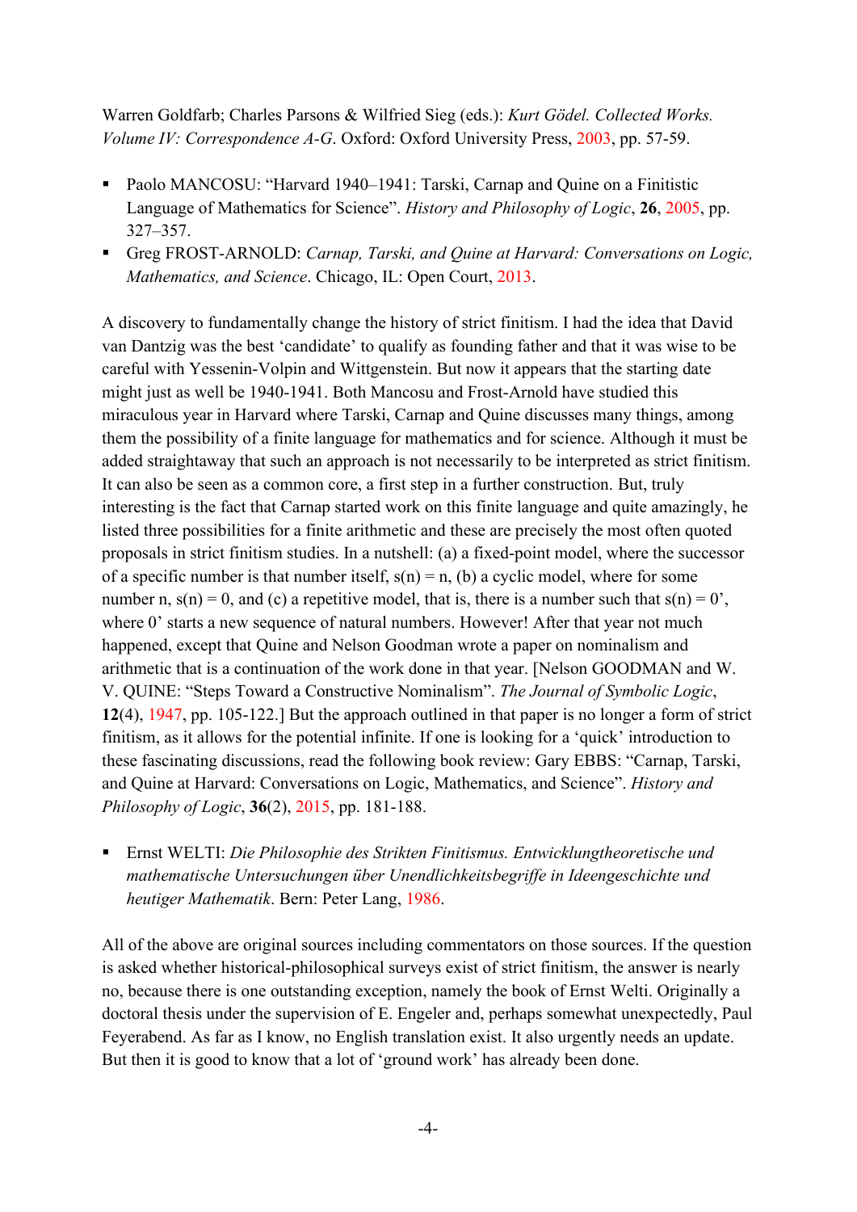Warren Goldfarb; Charles Parsons & Wilfried Sieg (eds.): *Kurt Gödel. Collected Works. Volume IV: Correspondence A-G*. Oxford: Oxford University Press, 2003, pp. 57-59.

- Paolo MANCOSU: "Harvard 1940–1941: Tarski, Carnap and Quine on a Finitistic Language of Mathematics for Science". *History and Philosophy of Logic*, **26**, 2005, pp. 327–357.
- Greg FROST-ARNOLD: *Carnap, Tarski, and Quine at Harvard: Conversations on Logic, Mathematics, and Science*. Chicago, IL: Open Court, 2013.

A discovery to fundamentally change the history of strict finitism. I had the idea that David van Dantzig was the best 'candidate' to qualify as founding father and that it was wise to be careful with Yessenin-Volpin and Wittgenstein. But now it appears that the starting date might just as well be 1940-1941. Both Mancosu and Frost-Arnold have studied this miraculous year in Harvard where Tarski, Carnap and Quine discusses many things, among them the possibility of a finite language for mathematics and for science. Although it must be added straightaway that such an approach is not necessarily to be interpreted as strict finitism. It can also be seen as a common core, a first step in a further construction. But, truly interesting is the fact that Carnap started work on this finite language and quite amazingly, he listed three possibilities for a finite arithmetic and these are precisely the most often quoted proposals in strict finitism studies. In a nutshell: (a) a fixed-point model, where the successor of a specific number is that number itself, $s(n) = n$, (b) a cyclic model, where for some number n, $s(n) = 0$, and (c) a repetitive model, that is, there is a number such that $s(n) = 0'$, where 0' starts a new sequence of natural numbers. However! After that year not much happened, except that Quine and Nelson Goodman wrote a paper on nominalism and arithmetic that is a continuation of the work done in that year. [Nelson GOODMAN and W. V. QUINE: "Steps Toward a Constructive Nominalism". *The Journal of Symbolic Logic*, **12**(4), 1947, pp. 105-122.] But the approach outlined in that paper is no longer a form of strict finitism, as it allows for the potential infinite. If one is looking for a 'quick' introduction to these fascinating discussions, read the following book review: Gary EBBS: "Carnap, Tarski, and Quine at Harvard: Conversations on Logic, Mathematics, and Science". *History and Philosophy of Logic*, **36**(2), 2015, pp. 181-188.

- Ernst WELTI: *Die Philosophie des Strikten Finitismus. Entwicklungtheoretische und mathematische Untersuchungen über Unendlichkeitsbegriffe in Ideengeschichte und heutiger Mathematik*. Bern: Peter Lang, 1986.

All of the above are original sources including commentators on those sources. If the question is asked whether historical-philosophical surveys exist of strict finitism, the answer is nearly no, because there is one outstanding exception, namely the book of Ernst Welti. Originally a doctoral thesis under the supervision of E. Engeler and, perhaps somewhat unexpectedly, Paul Feyerabend. As far as I know, no English translation exist. It also urgently needs an update. But then it is good to know that a lot of 'ground work' has already been done.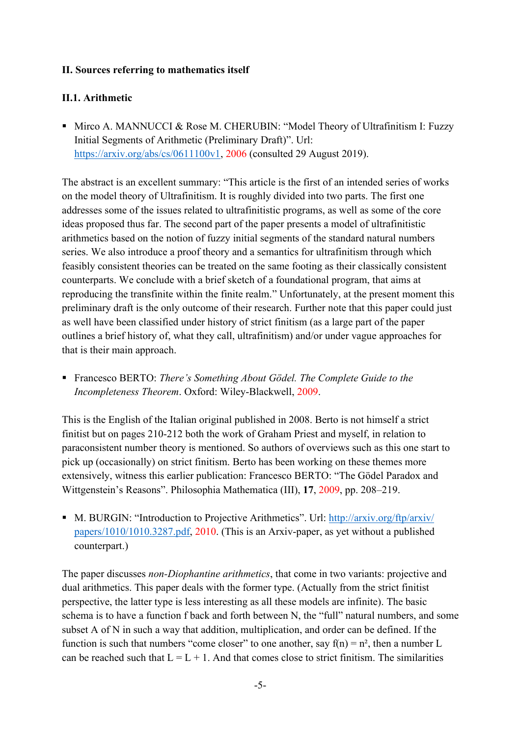**II. Sources referring to mathematics itself**

**II.1. Arithmetic**

- Mirco A. MANNUCCI & Rose M. CHERUBIN: "Model Theory of Ultrafinitism I: Fuzzy Initial Segments of Arithmetic (Preliminary Draft)". Url: https://arxiv.org/abs/cs/0611100v1, 2006 (consulted 29 August 2019).

The abstract is an excellent summary: "This article is the first of an intended series of works on the model theory of Ultrafinitism. It is roughly divided into two parts. The first one addresses some of the issues related to ultrafinitistic programs, as well as some of the core ideas proposed thus far. The second part of the paper presents a model of ultrafinitistic arithmetics based on the notion of fuzzy initial segments of the standard natural numbers series. We also introduce a proof theory and a semantics for ultrafinitism through which feasibly consistent theories can be treated on the same footing as their classically consistent counterparts. We conclude with a brief sketch of a foundational program, that aims at reproducing the transfinite within the finite realm." Unfortunately, at the present moment this preliminary draft is the only outcome of their research. Further note that this paper could just as well have been classified under history of strict finitism (as a large part of the paper outlines a brief history of, what they call, ultrafinitism) and/or under vague approaches for that is their main approach.

- Francesco BERTO: *There's Something About Gödel. The Complete Guide to the Incompleteness Theorem*. Oxford: Wiley-Blackwell, 2009.

This is the English of the Italian original published in 2008. Berto is not himself a strict finitist but on pages 210-212 both the work of Graham Priest and myself, in relation to paraconsistent number theory is mentioned. So authors of overviews such as this one start to pick up (occasionally) on strict finitism. Berto has been working on these themes more extensively, witness this earlier publication: Francesco BERTO: "The Gödel Paradox and Wittgenstein's Reasons". Philosophia Mathematica (III), **17**, 2009, pp. 208–219.

- M. BURGIN: "Introduction to Projective Arithmetics". Url: http://arxiv.org/ftp/arxiv/papers/1010/1010.3287.pdf, 2010. (This is an Arxiv-paper, as yet without a published counterpart.)

The paper discusses *non-Diophantine arithmetics*, that come in two variants: projective and dual arithmetics. This paper deals with the former type. (Actually from the strict finitist perspective, the latter type is less interesting as all these models are infinite). The basic schema is to have a function f back and forth between N, the "full" natural numbers, and some subset A of N in such a way that addition, multiplication, and order can be defined. If the function is such that numbers "come closer" to one another, say $f(n) = n^2$, then a number L can be reached such that $L = L + 1$. And that comes close to strict finitism. The similarities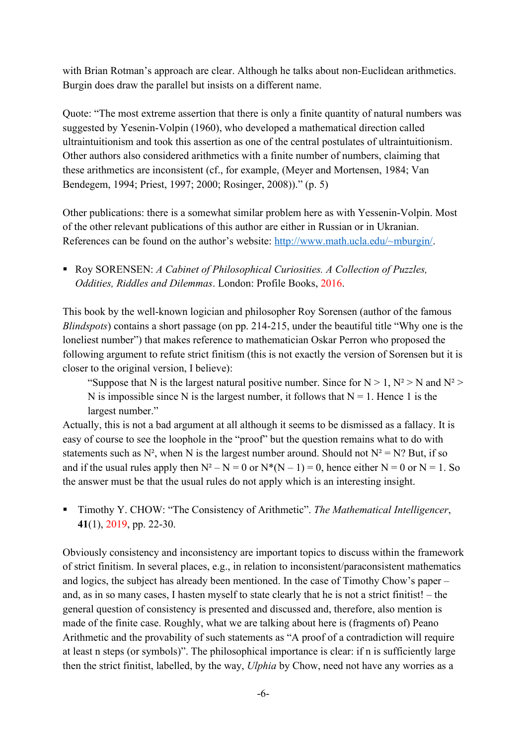with Brian Rotman's approach are clear. Although he talks about non-Euclidean arithmetics. Burgin does draw the parallel but insists on a different name.

Quote: "The most extreme assertion that there is only a finite quantity of natural numbers was suggested by Yesenin-Volpin (1960), who developed a mathematical direction called ultraintuitionism and took this assertion as one of the central postulates of ultraintuitionism. Other authors also considered arithmetics with a finite number of numbers, claiming that these arithmetics are inconsistent (cf., for example, (Meyer and Mortensen, 1984; Van Bendegem, 1994; Priest, 1997; 2000; Rosinger, 2008))." (p. 5)

Other publications: there is a somewhat similar problem here as with Yessenin-Volpin. Most of the other relevant publications of this author are either in Russian or in Ukranian. References can be found on the author's website: http://www.math.ucla.edu/~mburgin/.

- Roy SORENSEN: *A Cabinet of Philosophical Curiosities. A Collection of Puzzles, Oddities, Riddles and Dilemmas*. London: Profile Books, 2016.

This book by the well-known logician and philosopher Roy Sorensen (author of the famous *Blindspots*) contains a short passage (on pp. 214-215, under the beautiful title "Why one is the loneliest number") that makes reference to mathematician Oskar Perron who proposed the following argument to refute strict finitism (this is not exactly the version of Sorensen but it is closer to the original version, I believe):

> "Suppose that N is the largest natural positive number. Since for $N > 1$, $N^2 > N$ and $N^2 > N$ is impossible since N is the largest number, it follows that $N = 1$. Hence 1 is the largest number."

Actually, this is not a bad argument at all although it seems to be dismissed as a fallacy. It is easy of course to see the loophole in the "proof" but the question remains what to do with statements such as $N^2$, when N is the largest number around. Should not $N^2 = N$? But, if so and if the usual rules apply then $N^2 - N = 0$ or $N*(N - 1) = 0$, hence either $N = 0$ or $N = 1$. So the answer must be that the usual rules do not apply which is an interesting insight.

- Timothy Y. CHOW: "The Consistency of Arithmetic". *The Mathematical Intelligencer*, **41**(1), 2019, pp. 22-30.

Obviously consistency and inconsistency are important topics to discuss within the framework of strict finitism. In several places, e.g., in relation to inconsistent/paraconsistent mathematics and logics, the subject has already been mentioned. In the case of Timothy Chow's paper – and, as in so many cases, I hasten myself to state clearly that he is not a strict finitist! – the general question of consistency is presented and discussed and, therefore, also mention is made of the finite case. Roughly, what we are talking about here is (fragments of) Peano Arithmetic and the provability of such statements as "A proof of a contradiction will require at least n steps (or symbols)". The philosophical importance is clear: if n is sufficiently large then the strict finitist, labelled, by the way, *Ulphia* by Chow, need not have any worries as a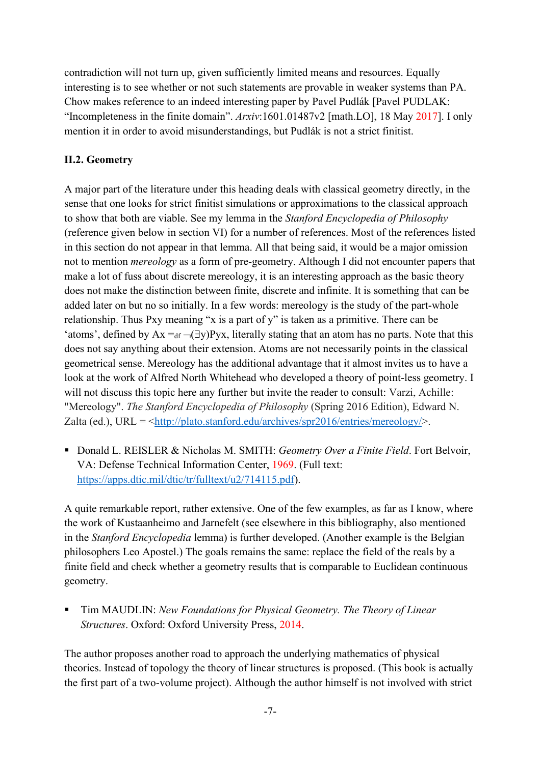contradiction will not turn up, given sufficiently limited means and resources. Equally interesting is to see whether or not such statements are provable in weaker systems than PA. Chow makes reference to an indeed interesting paper by Pavel Pudlák [Pavel PUDLAK: "Incompleteness in the finite domain". *Arxiv*:1601.01487v2 [math.LO], 18 May 2017]. I only mention it in order to avoid misunderstandings, but Pudlák is not a strict finitist.

### II.2. Geometry

A major part of the literature under this heading deals with classical geometry directly, in the sense that one looks for strict finitist simulations or approximations to the classical approach to show that both are viable. See my lemma in the *Stanford Encyclopedia of Philosophy* (reference given below in section VI) for a number of references. Most of the references listed in this section do not appear in that lemma. All that being said, it would be a major omission not to mention *mereology* as a form of pre-geometry. Although I did not encounter papers that make a lot of fuss about discrete mereology, it is an interesting approach as the basic theory does not make the distinction between finite, discrete and infinite. It is something that can be added later on but no so initially. In a few words: mereology is the study of the part-whole relationship. Thus Pxy meaning "x is a part of y" is taken as a primitive. There can be 'atoms', defined by $Ax =_{df} \neg(\exists y)Pyx$, literally stating that an atom has no parts. Note that this does not say anything about their extension. Atoms are not necessarily points in the classical geometrical sense. Mereology has the additional advantage that it almost invites us to have a look at the work of Alfred North Whitehead who developed a theory of point-less geometry. I will not discuss this topic here any further but invite the reader to consult: Varzi, Achille: "Mereology". *The Stanford Encyclopedia of Philosophy* (Spring 2016 Edition), Edward N. Zalta (ed.), URL = <http://plato.stanford.edu/archives/spr2016/entries/mereology/>.

- Donald L. REISLER & Nicholas M. SMITH: *Geometry Over a Finite Field*. Fort Belvoir, VA: Defense Technical Information Center, 1969. (Full text: https://apps.dtic.mil/dtic/tr/fulltext/u2/714115.pdf).

A quite remarkable report, rather extensive. One of the few examples, as far as I know, where the work of Kustaanheimo and Jarnefelt (see elsewhere in this bibliography, also mentioned in the *Stanford Encyclopedia* lemma) is further developed. (Another example is the Belgian philosophers Leo Apostel.) The goals remains the same: replace the field of the reals by a finite field and check whether a geometry results that is comparable to Euclidean continuous geometry.

- Tim MAUDLIN: *New Foundations for Physical Geometry. The Theory of Linear Structures*. Oxford: Oxford University Press, 2014.

The author proposes another road to approach the underlying mathematics of physical theories. Instead of topology the theory of linear structures is proposed. (This book is actually the first part of a two-volume project). Although the author himself is not involved with strict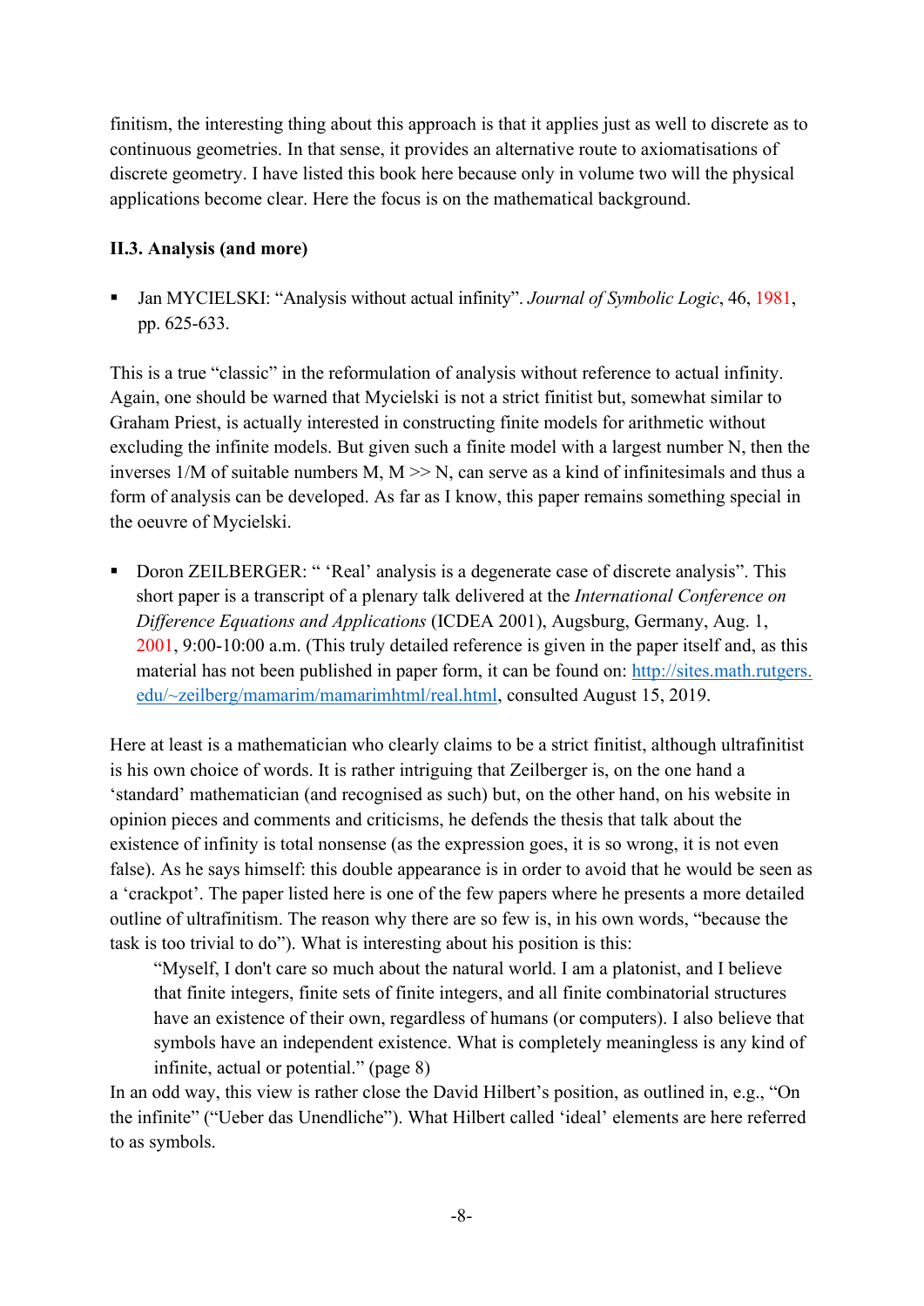finitism, the interesting thing about this approach is that it applies just as well to discrete as to continuous geometries. In that sense, it provides an alternative route to axiomatisations of discrete geometry. I have listed this book here because only in volume two will the physical applications become clear. Here the focus is on the mathematical background.

### II.3. Analysis (and more)

- Jan MYCIELSKI: "Analysis without actual infinity". *Journal of Symbolic Logic*, 46, 1981, pp. 625-633.

This is a true "classic" in the reformulation of analysis without reference to actual infinity. Again, one should be warned that Mycielski is not a strict finitist but, somewhat similar to Graham Priest, is actually interested in constructing finite models for arithmetic without excluding the infinite models. But given such a finite model with a largest number N, then the inverses 1/M of suitable numbers M, M >> N, can serve as a kind of infinitesimals and thus a form of analysis can be developed. As far as I know, this paper remains something special in the oeuvre of Mycielski.

- Doron ZEILBERGER: " 'Real' analysis is a degenerate case of discrete analysis". This short paper is a transcript of a plenary talk delivered at the *International Conference on Difference Equations and Applications* (ICDEA 2001), Augsburg, Germany, Aug. 1, 2001, 9:00-10:00 a.m. (This truly detailed reference is given in the paper itself and, as this material has not been published in paper form, it can be found on: http://sites.math.rutgers.edu/~zeilberg/mamarim/mamarimhtml/real.html, consulted August 15, 2019.

Here at least is a mathematician who clearly claims to be a strict finitist, although ultrafinitist is his own choice of words. It is rather intriguing that Zeilberger is, on the one hand a 'standard' mathematician (and recognised as such) but, on the other hand, on his website in opinion pieces and comments and criticisms, he defends the thesis that talk about the existence of infinity is total nonsense (as the expression goes, it is so wrong, it is not even false). As he says himself: this double appearance is in order to avoid that he would be seen as a 'crackpot'. The paper listed here is one of the few papers where he presents a more detailed outline of ultrafinitism. The reason why there are so few is, in his own words, "because the task is too trivial to do"). What is interesting about his position is this:

> "Myself, I don't care so much about the natural world. I am a platonist, and I believe that finite integers, finite sets of finite integers, and all finite combinatorial structures have an existence of their own, regardless of humans (or computers). I also believe that symbols have an independent existence. What is completely meaningless is any kind of infinite, actual or potential." (page 8)

In an odd way, this view is rather close the David Hilbert's position, as outlined in, e.g., "On the infinite" ("Ueber das Unendliche"). What Hilbert called 'ideal' elements are here referred to as symbols.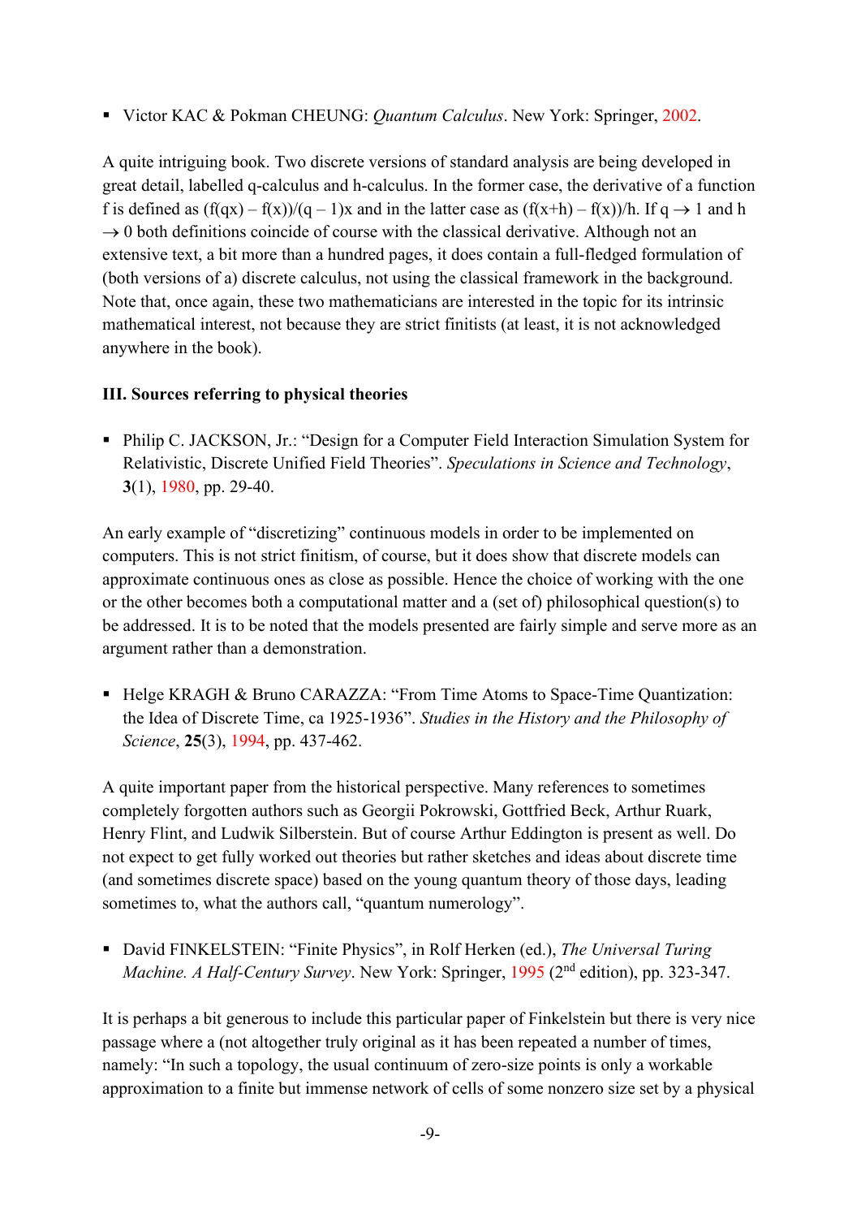- Victor KAC & Pokman CHEUNG: *Quantum Calculus*. New York: Springer, 2002.

A quite intriguing book. Two discrete versions of standard analysis are being developed in great detail, labelled q-calculus and h-calculus. In the former case, the derivative of a function f is defined as $(f(qx) – f(x))/(q – 1)x$ and in the latter case as $(f(x+h) – f(x))/h$. If $q \to 1$ and $h \to 0$ both definitions coincide of course with the classical derivative. Although not an extensive text, a bit more than a hundred pages, it does contain a full-fledged formulation of (both versions of a) discrete calculus, not using the classical framework in the background. Note that, once again, these two mathematicians are interested in the topic for its intrinsic mathematical interest, not because they are strict finitists (at least, it is not acknowledged anywhere in the book).

**III. Sources referring to physical theories**

- Philip C. JACKSON, Jr.: "Design for a Computer Field Interaction Simulation System for Relativistic, Discrete Unified Field Theories". *Speculations in Science and Technology*, **3**(1), 1980, pp. 29-40.

An early example of "discretizing" continuous models in order to be implemented on computers. This is not strict finitism, of course, but it does show that discrete models can approximate continuous ones as close as possible. Hence the choice of working with the one or the other becomes both a computational matter and a (set of) philosophical question(s) to be addressed. It is to be noted that the models presented are fairly simple and serve more as an argument rather than a demonstration.

- Helge KRAGH & Bruno CARAZZA: "From Time Atoms to Space-Time Quantization: the Idea of Discrete Time, ca 1925-1936". *Studies in the History and the Philosophy of Science*, **25**(3), 1994, pp. 437-462.

A quite important paper from the historical perspective. Many references to sometimes completely forgotten authors such as Georgii Pokrowski, Gottfried Beck, Arthur Ruark, Henry Flint, and Ludwik Silberstein. But of course Arthur Eddington is present as well. Do not expect to get fully worked out theories but rather sketches and ideas about discrete time (and sometimes discrete space) based on the young quantum theory of those days, leading sometimes to, what the authors call, "quantum numerology".

- David FINKELSTEIN: "Finite Physics", in Rolf Herken (ed.), *The Universal Turing Machine. A Half-Century Survey*. New York: Springer, 1995 (2nd edition), pp. 323-347.

It is perhaps a bit generous to include this particular paper of Finkelstein but there is very nice passage where a (not altogether truly original as it has been repeated a number of times, namely: "In such a topology, the usual continuum of zero-size points is only a workable approximation to a finite but immense network of cells of some nonzero size set by a physical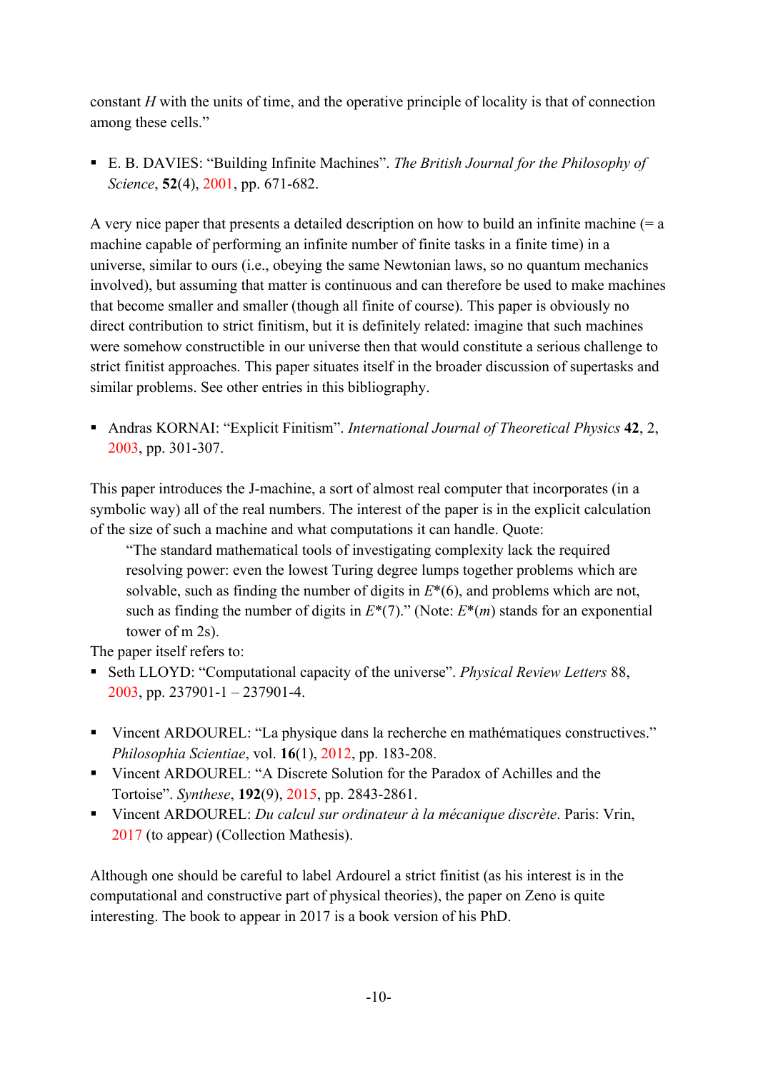constant $H$ with the units of time, and the operative principle of locality is that of connection among these cells."

- E. B. DAVIES: "Building Infinite Machines". *The British Journal for the Philosophy of Science*, **52**(4), 2001, pp. 671-682.

A very nice paper that presents a detailed description on how to build an infinite machine (= a machine capable of performing an infinite number of finite tasks in a finite time) in a universe, similar to ours (i.e., obeying the same Newtonian laws, so no quantum mechanics involved), but assuming that matter is continuous and can therefore be used to make machines that become smaller and smaller (though all finite of course). This paper is obviously no direct contribution to strict finitism, but it is definitely related: imagine that such machines were somehow constructible in our universe then that would constitute a serious challenge to strict finitist approaches. This paper situates itself in the broader discussion of supertasks and similar problems. See other entries in this bibliography.

- Andras KORNAI: "Explicit Finitism". *International Journal of Theoretical Physics* **42**, 2, 2003, pp. 301-307.

This paper introduces the J-machine, a sort of almost real computer that incorporates (in a symbolic way) all of the real numbers. The interest of the paper is in the explicit calculation of the size of such a machine and what computations it can handle. Quote:

> "The standard mathematical tools of investigating complexity lack the required resolving power: even the lowest Turing degree lumps together problems which are solvable, such as finding the number of digits in $E^*(6)$, and problems which are not, such as finding the number of digits in $E^*(7)$." (Note: $E^*(m)$ stands for an exponential tower of m 2s).

The paper itself refers to:

- Seth LLOYD: "Computational capacity of the universe". *Physical Review Letters* 88, 2003, pp. 237901-1 – 237901-4.

- Vincent ARDOUREL: "La physique dans la recherche en mathématiques constructives." *Philosophia Scientiae*, vol. **16**(1), 2012, pp. 183-208.
- Vincent ARDOUREL: "A Discrete Solution for the Paradox of Achilles and the Tortoise". *Synthese*, **192**(9), 2015, pp. 2843-2861.
- Vincent ARDOUREL: *Du calcul sur ordinateur à la mécanique discrète*. Paris: Vrin, 2017 (to appear) (Collection Mathesis).

Although one should be careful to label Ardourel a strict finitist (as his interest is in the computational and constructive part of physical theories), the paper on Zeno is quite interesting. The book to appear in 2017 is a book version of his PhD.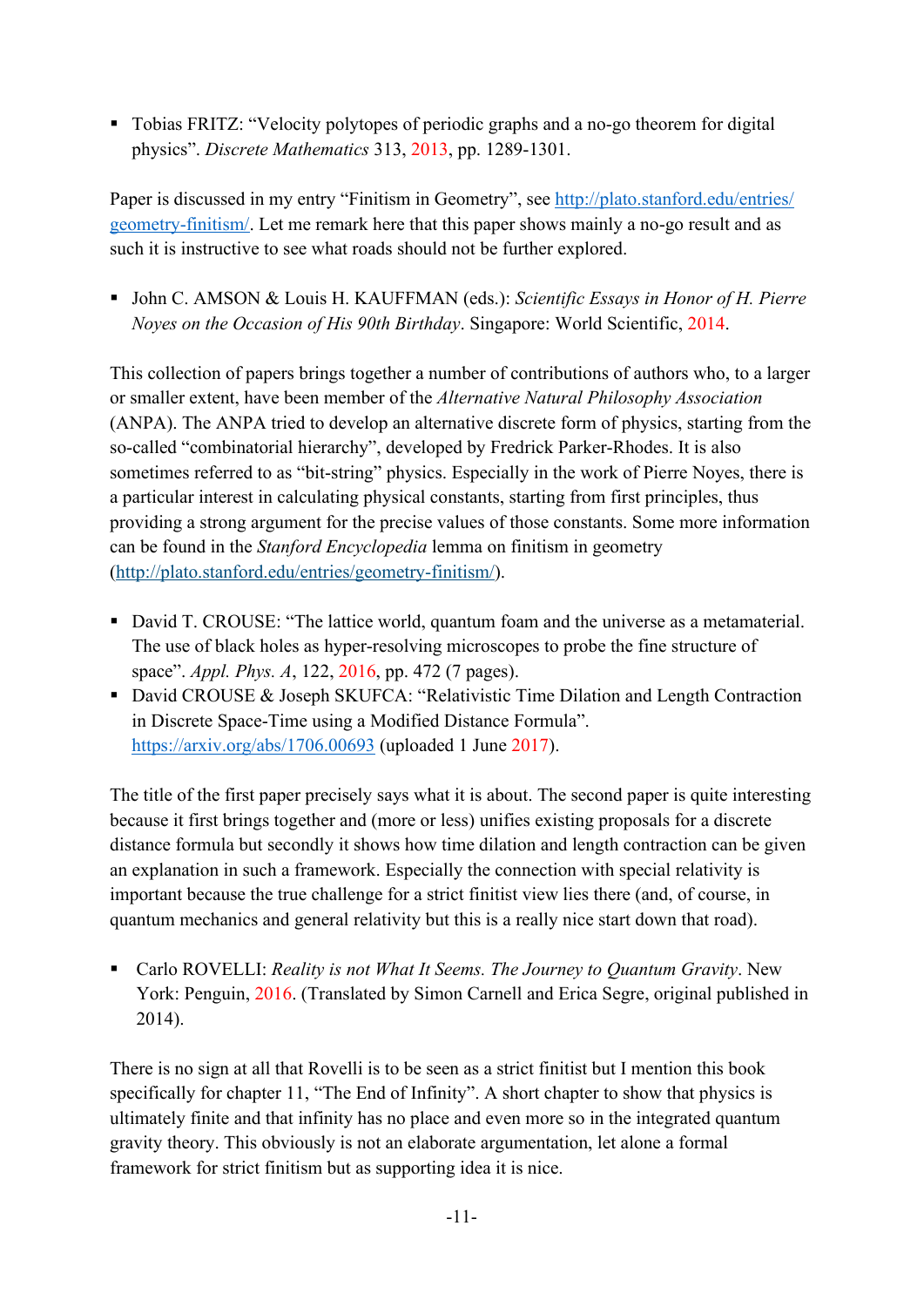- Tobias FRITZ: "Velocity polytopes of periodic graphs and a no-go theorem for digital physics". *Discrete Mathematics* 313, 2013, pp. 1289-1301.

Paper is discussed in my entry "Finitism in Geometry", see [http://plato.stanford.edu/entries/geometry-finitism/](http://plato.stanford.edu/entries/geometry-finitism/). Let me remark here that this paper shows mainly a no-go result and as such it is instructive to see what roads should not be further explored.

- John C. AMSON & Louis H. KAUFFMAN (eds.): *Scientific Essays in Honor of H. Pierre Noyes on the Occasion of His 90th Birthday*. Singapore: World Scientific, 2014.

This collection of papers brings together a number of contributions of authors who, to a larger or smaller extent, have been member of the *Alternative Natural Philosophy Association* (ANPA). The ANPA tried to develop an alternative discrete form of physics, starting from the so-called "combinatorial hierarchy", developed by Fredrick Parker-Rhodes. It is also sometimes referred to as "bit-string" physics. Especially in the work of Pierre Noyes, there is a particular interest in calculating physical constants, starting from first principles, thus providing a strong argument for the precise values of those constants. Some more information can be found in the *Stanford Encyclopedia* lemma on finitism in geometry ([http://plato.stanford.edu/entries/geometry-finitism/](http://plato.stanford.edu/entries/geometry-finitism/)).

- David T. CROUSE: "The lattice world, quantum foam and the universe as a metamaterial. The use of black holes as hyper-resolving microscopes to probe the fine structure of space". *Appl. Phys. A*, 122, 2016, pp. 472 (7 pages).
- David CROUSE & Joseph SKUFCA: "Relativistic Time Dilation and Length Contraction in Discrete Space-Time using a Modified Distance Formula". [https://arxiv.org/abs/1706.00693](https://arxiv.org/abs/1706.00693) (uploaded 1 June 2017).

The title of the first paper precisely says what it is about. The second paper is quite interesting because it first brings together and (more or less) unifies existing proposals for a discrete distance formula but secondly it shows how time dilation and length contraction can be given an explanation in such a framework. Especially the connection with special relativity is important because the true challenge for a strict finitist view lies there (and, of course, in quantum mechanics and general relativity but this is a really nice start down that road).

- Carlo ROVELLI: *Reality is not What It Seems. The Journey to Quantum Gravity*. New York: Penguin, 2016. (Translated by Simon Carnell and Erica Segre, original published in 2014).

There is no sign at all that Rovelli is to be seen as a strict finitist but I mention this book specifically for chapter 11, "The End of Infinity". A short chapter to show that physics is ultimately finite and that infinity has no place and even more so in the integrated quantum gravity theory. This obviously is not an elaborate argumentation, let alone a formal framework for strict finitism but as supporting idea it is nice.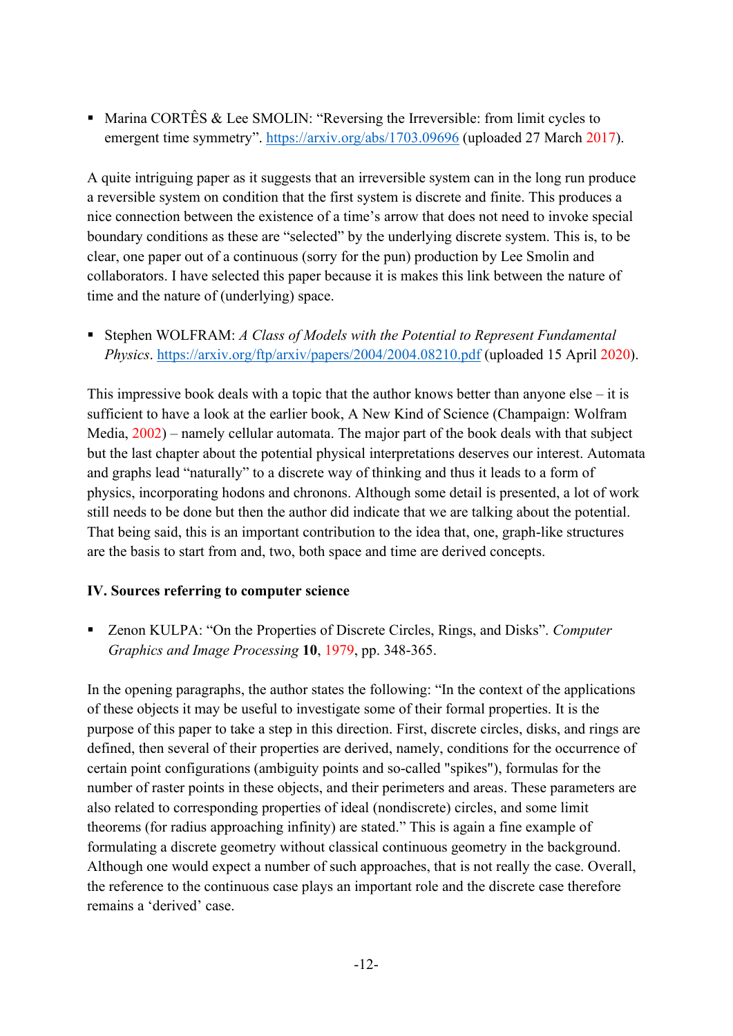- Marina CORTÊS & Lee SMOLIN: "Reversing the Irreversible: from limit cycles to emergent time symmetry". https://arxiv.org/abs/1703.09696 (uploaded 27 March 2017).

A quite intriguing paper as it suggests that an irreversible system can in the long run produce a reversible system on condition that the first system is discrete and finite. This produces a nice connection between the existence of a time's arrow that does not need to invoke special boundary conditions as these are "selected" by the underlying discrete system. This is, to be clear, one paper out of a continuous (sorry for the pun) production by Lee Smolin and collaborators. I have selected this paper because it is makes this link between the nature of time and the nature of (underlying) space.

- Stephen WOLFRAM: *A Class of Models with the Potential to Represent Fundamental Physics*. https://arxiv.org/ftp/arxiv/papers/2004/2004.08210.pdf (uploaded 15 April 2020).

This impressive book deals with a topic that the author knows better than anyone else – it is sufficient to have a look at the earlier book, A New Kind of Science (Champaign: Wolfram Media, 2002) – namely cellular automata. The major part of the book deals with that subject but the last chapter about the potential physical interpretations deserves our interest. Automata and graphs lead "naturally" to a discrete way of thinking and thus it leads to a form of physics, incorporating hodons and chronons. Although some detail is presented, a lot of work still needs to be done but then the author did indicate that we are talking about the potential. That being said, this is an important contribution to the idea that, one, graph-like structures are the basis to start from and, two, both space and time are derived concepts.

**IV. Sources referring to computer science**

- Zenon KULPA: "On the Properties of Discrete Circles, Rings, and Disks". *Computer Graphics and Image Processing* **10**, 1979, pp. 348-365.

In the opening paragraphs, the author states the following: "In the context of the applications of these objects it may be useful to investigate some of their formal properties. It is the purpose of this paper to take a step in this direction. First, discrete circles, disks, and rings are defined, then several of their properties are derived, namely, conditions for the occurrence of certain point configurations (ambiguity points and so-called "spikes"), formulas for the number of raster points in these objects, and their perimeters and areas. These parameters are also related to corresponding properties of ideal (nondiscrete) circles, and some limit theorems (for radius approaching infinity) are stated." This is again a fine example of formulating a discrete geometry without classical continuous geometry in the background. Although one would expect a number of such approaches, that is not really the case. Overall, the reference to the continuous case plays an important role and the discrete case therefore remains a 'derived' case.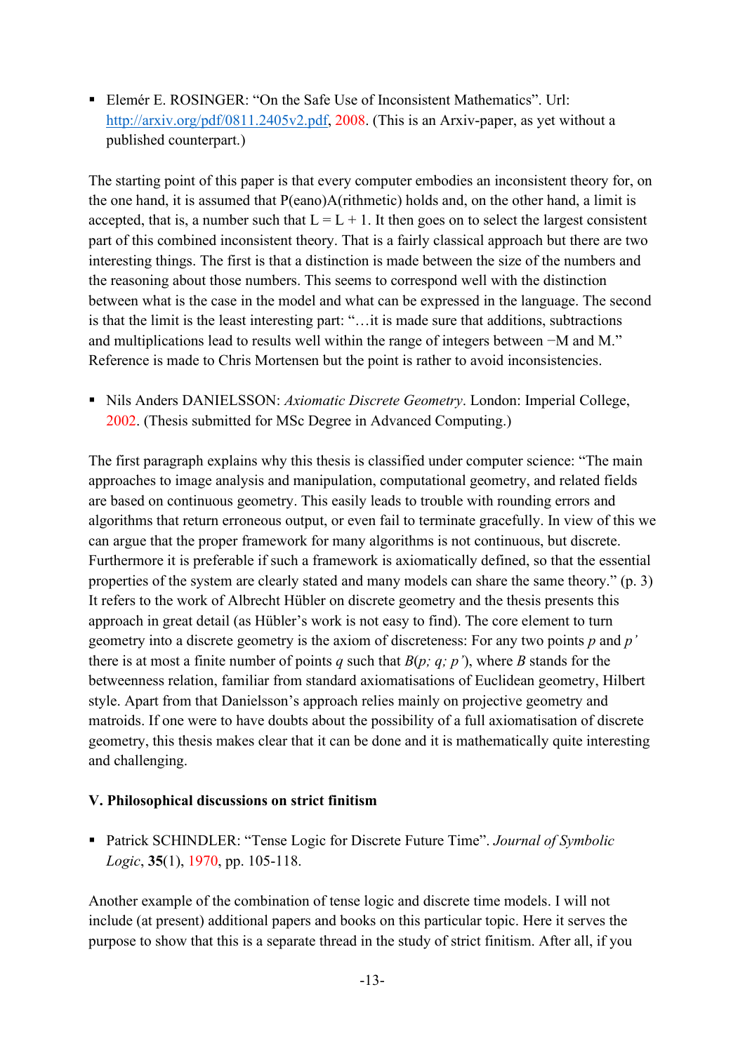- Elemér E. ROSINGER: "On the Safe Use of Inconsistent Mathematics". Url: http://arxiv.org/pdf/0811.2405v2.pdf, 2008. (This is an Arxiv-paper, as yet without a published counterpart.)

The starting point of this paper is that every computer embodies an inconsistent theory for, on the one hand, it is assumed that P(eano)A(rithmetic) holds and, on the other hand, a limit is accepted, that is, a number such that L = L + 1. It then goes on to select the largest consistent part of this combined inconsistent theory. That is a fairly classical approach but there are two interesting things. The first is that a distinction is made between the size of the numbers and the reasoning about those numbers. This seems to correspond well with the distinction between what is the case in the model and what can be expressed in the language. The second is that the limit is the least interesting part: "…it is made sure that additions, subtractions and multiplications lead to results well within the range of integers between −M and M." Reference is made to Chris Mortensen but the point is rather to avoid inconsistencies.

- Nils Anders DANIELSSON: *Axiomatic Discrete Geometry*. London: Imperial College, 2002. (Thesis submitted for MSc Degree in Advanced Computing.)

The first paragraph explains why this thesis is classified under computer science: "The main approaches to image analysis and manipulation, computational geometry, and related fields are based on continuous geometry. This easily leads to trouble with rounding errors and algorithms that return erroneous output, or even fail to terminate gracefully. In view of this we can argue that the proper framework for many algorithms is not continuous, but discrete. Furthermore it is preferable if such a framework is axiomatically defined, so that the essential properties of the system are clearly stated and many models can share the same theory." (p. 3) It refers to the work of Albrecht Hübler on discrete geometry and the thesis presents this approach in great detail (as Hübler's work is not easy to find). The core element to turn geometry into a discrete geometry is the axiom of discreteness: For any two points *p* and *p'* there is at most a finite number of points *q* such that *B*(*p; q; p'*), where *B* stands for the betweenness relation, familiar from standard axiomatisations of Euclidean geometry, Hilbert style. Apart from that Danielsson's approach relies mainly on projective geometry and matroids. If one were to have doubts about the possibility of a full axiomatisation of discrete geometry, this thesis makes clear that it can be done and it is mathematically quite interesting and challenging.

### V. Philosophical discussions on strict finitism

- Patrick SCHINDLER: "Tense Logic for Discrete Future Time". *Journal of Symbolic Logic*, **35**(1), 1970, pp. 105-118.

Another example of the combination of tense logic and discrete time models. I will not include (at present) additional papers and books on this particular topic. Here it serves the purpose to show that this is a separate thread in the study of strict finitism. After all, if you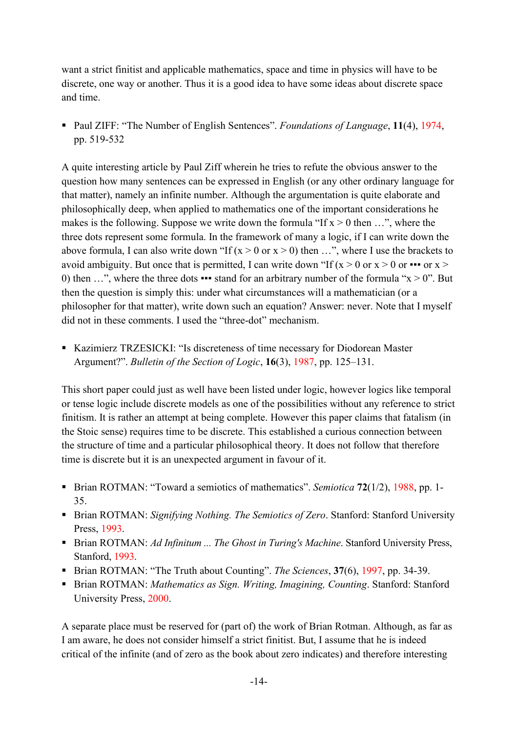want a strict finitist and applicable mathematics, space and time in physics will have to be discrete, one way or another. Thus it is a good idea to have some ideas about discrete space and time.

- Paul ZIFF: "The Number of English Sentences". *Foundations of Language*, **11**(4), 1974, pp. 519-532

A quite interesting article by Paul Ziff wherein he tries to refute the obvious answer to the question how many sentences can be expressed in English (or any other ordinary language for that matter), namely an infinite number. Although the argumentation is quite elaborate and philosophically deep, when applied to mathematics one of the important considerations he makes is the following. Suppose we write down the formula "If x > 0 then …", where the three dots represent some formula. In the framework of many a logic, if I can write down the above formula, I can also write down "If (x > 0 or x > 0) then …", where I use the brackets to avoid ambiguity. But once that is permitted, I can write down "If (x > 0 or x > 0 or ▪▪▪ or x > 0) then …", where the three dots ▪▪▪ stand for an arbitrary number of the formula "x > 0". But then the question is simply this: under what circumstances will a mathematician (or a philosopher for that matter), write down such an equation? Answer: never. Note that I myself did not in these comments. I used the "three-dot" mechanism.

- Kazimierz TRZESICKI: "Is discreteness of time necessary for Diodorean Master Argument?". *Bulletin of the Section of Logic*, **16**(3), 1987, pp. 125–131.

This short paper could just as well have been listed under logic, however logics like temporal or tense logic include discrete models as one of the possibilities without any reference to strict finitism. It is rather an attempt at being complete. However this paper claims that fatalism (in the Stoic sense) requires time to be discrete. This established a curious connection between the structure of time and a particular philosophical theory. It does not follow that therefore time is discrete but it is an unexpected argument in favour of it.

- Brian ROTMAN: "Toward a semiotics of mathematics". *Semiotica* **72**(1/2), 1988, pp. 1-35.
- Brian ROTMAN: *Signifying Nothing. The Semiotics of Zero*. Stanford: Stanford University Press, 1993.
- Brian ROTMAN: *Ad Infinitum ... The Ghost in Turing's Machine*. Stanford University Press, Stanford, 1993.
- Brian ROTMAN: "The Truth about Counting". *The Sciences*, **37**(6), 1997, pp. 34-39.
- Brian ROTMAN: *Mathematics as Sign. Writing, Imagining, Counting*. Stanford: Stanford University Press, 2000.

A separate place must be reserved for (part of) the work of Brian Rotman. Although, as far as I am aware, he does not consider himself a strict finitist. But, I assume that he is indeed critical of the infinite (and of zero as the book about zero indicates) and therefore interesting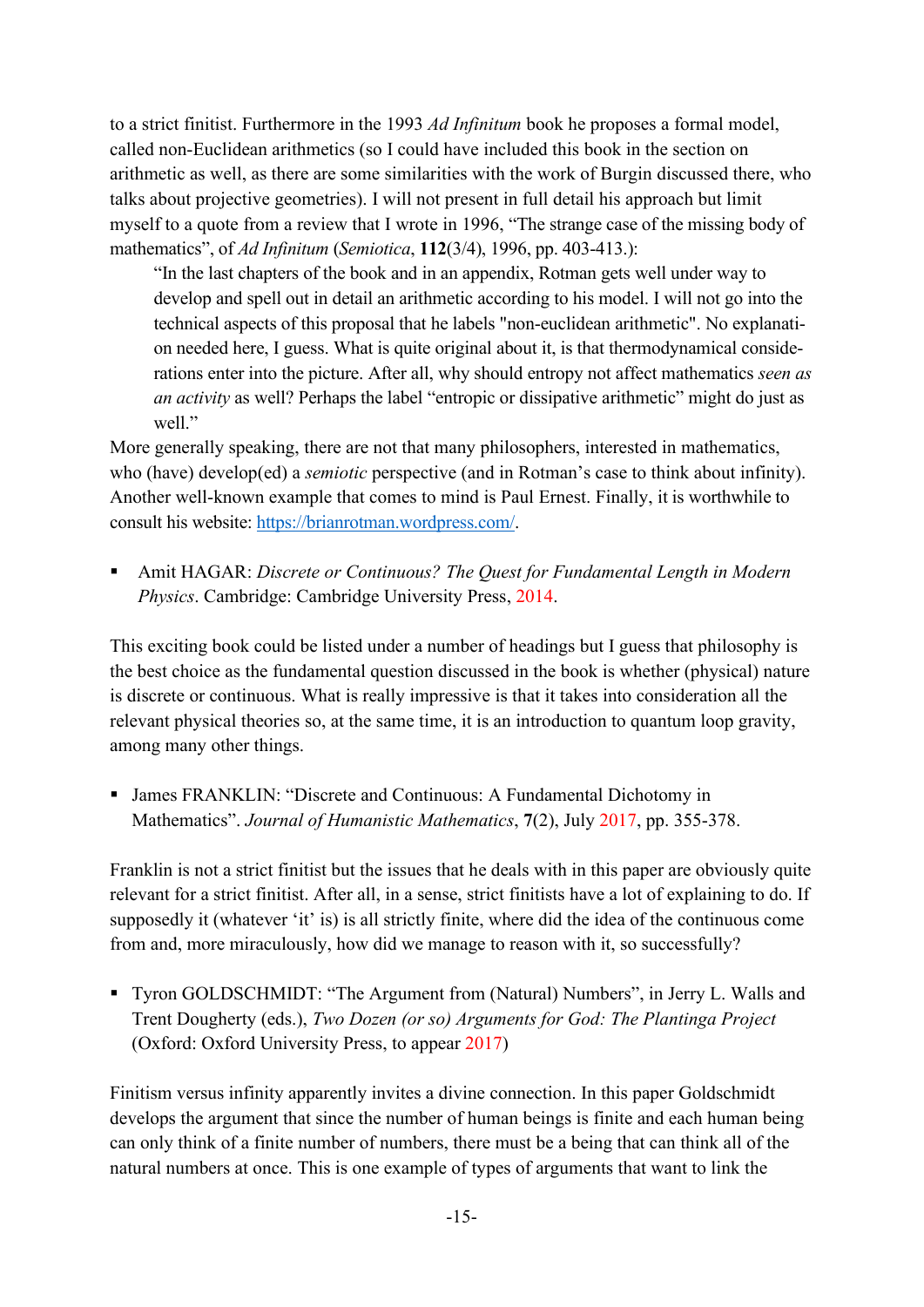to a strict finitist. Furthermore in the 1993 *Ad Infinitum* book he proposes a formal model, called non-Euclidean arithmetics (so I could have included this book in the section on arithmetic as well, as there are some similarities with the work of Burgin discussed there, who talks about projective geometries). I will not present in full detail his approach but limit myself to a quote from a review that I wrote in 1996, "The strange case of the missing body of mathematics", of *Ad Infinitum* (*Semiotica*, **112**(3/4), 1996, pp. 403-413.):

> "In the last chapters of the book and in an appendix, Rotman gets well under way to develop and spell out in detail an arithmetic according to his model. I will not go into the technical aspects of this proposal that he labels "non-euclidean arithmetic". No explanation needed here, I guess. What is quite original about it, is that thermodynamical considerations enter into the picture. After all, why should entropy not affect mathematics *seen as an activity* as well? Perhaps the label "entropic or dissipative arithmetic" might do just as well."

More generally speaking, there are not that many philosophers, interested in mathematics, who (have) develop(ed) a *semiotic* perspective (and in Rotman's case to think about infinity). Another well-known example that comes to mind is Paul Ernest. Finally, it is worthwhile to consult his website: https://brianrotman.wordpress.com/.

- Amit HAGAR: *Discrete or Continuous? The Quest for Fundamental Length in Modern Physics*. Cambridge: Cambridge University Press, 2014.

This exciting book could be listed under a number of headings but I guess that philosophy is the best choice as the fundamental question discussed in the book is whether (physical) nature is discrete or continuous. What is really impressive is that it takes into consideration all the relevant physical theories so, at the same time, it is an introduction to quantum loop gravity, among many other things.

- James FRANKLIN: "Discrete and Continuous: A Fundamental Dichotomy in Mathematics". *Journal of Humanistic Mathematics*, **7**(2), July 2017, pp. 355-378.

Franklin is not a strict finitist but the issues that he deals with in this paper are obviously quite relevant for a strict finitist. After all, in a sense, strict finitists have a lot of explaining to do. If supposedly it (whatever 'it' is) is all strictly finite, where did the idea of the continuous come from and, more miraculously, how did we manage to reason with it, so successfully?

- Tyron GOLDSCHMIDT: "The Argument from (Natural) Numbers", in Jerry L. Walls and Trent Dougherty (eds.), *Two Dozen (or so) Arguments for God: The Plantinga Project* (Oxford: Oxford University Press, to appear 2017)

Finitism versus infinity apparently invites a divine connection. In this paper Goldschmidt develops the argument that since the number of human beings is finite and each human being can only think of a finite number of numbers, there must be a being that can think all of the natural numbers at once. This is one example of types of arguments that want to link the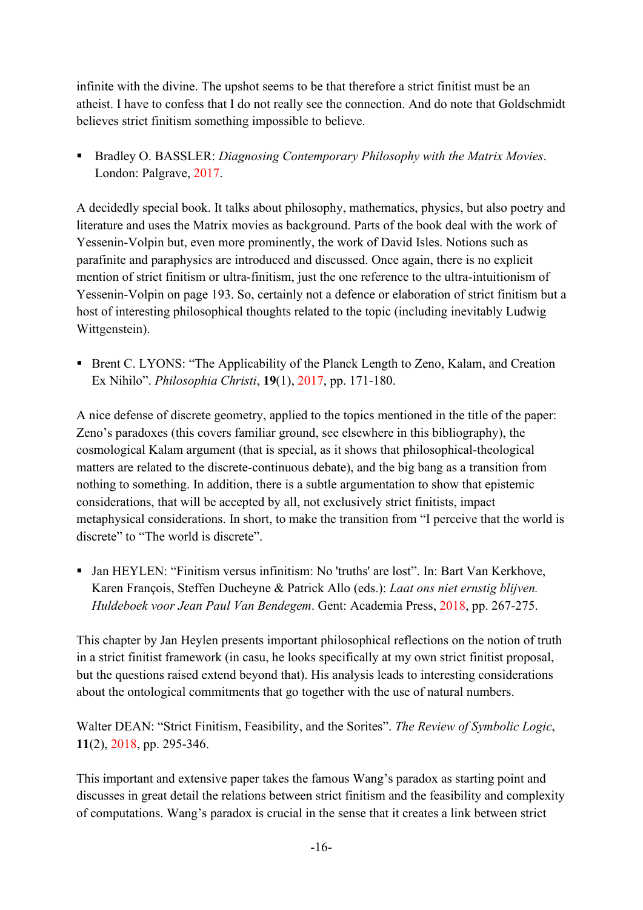infinite with the divine. The upshot seems to be that therefore a strict finitist must be an atheist. I have to confess that I do not really see the connection. And do note that Goldschmidt believes strict finitism something impossible to believe.

- Bradley O. BASSLER: *Diagnosing Contemporary Philosophy with the Matrix Movies*. London: Palgrave, 2017.

A decidedly special book. It talks about philosophy, mathematics, physics, but also poetry and literature and uses the Matrix movies as background. Parts of the book deal with the work of Yessenin-Volpin but, even more prominently, the work of David Isles. Notions such as parafinite and paraphysics are introduced and discussed. Once again, there is no explicit mention of strict finitism or ultra-finitism, just the one reference to the ultra-intuitionism of Yessenin-Volpin on page 193. So, certainly not a defence or elaboration of strict finitism but a host of interesting philosophical thoughts related to the topic (including inevitably Ludwig Wittgenstein).

- Brent C. LYONS: "The Applicability of the Planck Length to Zeno, Kalam, and Creation Ex Nihilo". *Philosophia Christi*, **19**(1), 2017, pp. 171-180.

A nice defense of discrete geometry, applied to the topics mentioned in the title of the paper: Zeno's paradoxes (this covers familiar ground, see elsewhere in this bibliography), the cosmological Kalam argument (that is special, as it shows that philosophical-theological matters are related to the discrete-continuous debate), and the big bang as a transition from nothing to something. In addition, there is a subtle argumentation to show that epistemic considerations, that will be accepted by all, not exclusively strict finitists, impact metaphysical considerations. In short, to make the transition from "I perceive that the world is discrete" to "The world is discrete".

- Jan HEYLEN: "Finitism versus infinitism: No 'truths' are lost". In: Bart Van Kerkhove, Karen François, Steffen Ducheyne & Patrick Allo (eds.): *Laat ons niet ernstig blijven. Huldeboek voor Jean Paul Van Bendegem*. Gent: Academia Press, 2018, pp. 267-275.

This chapter by Jan Heylen presents important philosophical reflections on the notion of truth in a strict finitist framework (in casu, he looks specifically at my own strict finitist proposal, but the questions raised extend beyond that). His analysis leads to interesting considerations about the ontological commitments that go together with the use of natural numbers.

Walter DEAN: "Strict Finitism, Feasibility, and the Sorites". *The Review of Symbolic Logic*, **11**(2), 2018, pp. 295-346.

This important and extensive paper takes the famous Wang's paradox as starting point and discusses in great detail the relations between strict finitism and the feasibility and complexity of computations. Wang's paradox is crucial in the sense that it creates a link between strict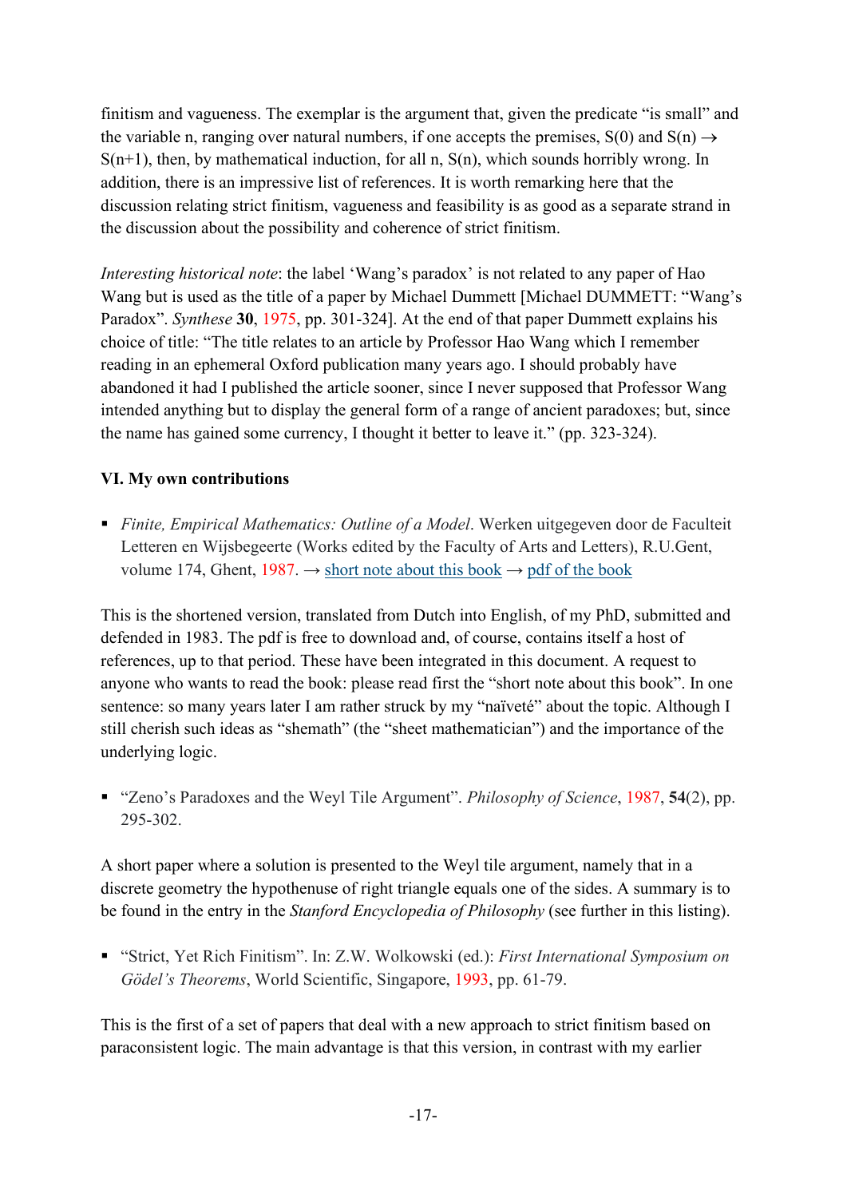finitism and vagueness. The exemplar is the argument that, given the predicate “is small” and the variable n, ranging over natural numbers, if one accepts the premises, $S(0)$ and $S(n) \rightarrow S(n+1)$, then, by mathematical induction, for all n, $S(n)$, which sounds horribly wrong. In addition, there is an impressive list of references. It is worth remarking here that the discussion relating strict finitism, vagueness and feasibility is as good as a separate strand in the discussion about the possibility and coherence of strict finitism.

*Interesting historical note*: the label ‘Wang’s paradox’ is not related to any paper of Hao Wang but is used as the title of a paper by Michael Dummett [Michael DUMMETT: “Wang’s Paradox”. *Synthese* **30**, 1975, pp. 301-324]. At the end of that paper Dummett explains his choice of title: “The title relates to an article by Professor Hao Wang which I remember reading in an ephemeral Oxford publication many years ago. I should probably have abandoned it had I published the article sooner, since I never supposed that Professor Wang intended anything but to display the general form of a range of ancient paradoxes; but, since the name has gained some currency, I thought it better to leave it.” (pp. 323-324).

**VI. My own contributions**

- *Finite, Empirical Mathematics: Outline of a Model*. Werken uitgegeven door de Faculteit Letteren en Wijsbegeerte (Works edited by the Faculty of Arts and Letters), R.U.Gent, volume 174, Ghent, 1987. → short note about this book → pdf of the book

This is the shortened version, translated from Dutch into English, of my PhD, submitted and defended in 1983. The pdf is free to download and, of course, contains itself a host of references, up to that period. These have been integrated in this document. A request to anyone who wants to read the book: please read first the “short note about this book”. In one sentence: so many years later I am rather struck by my “naïveté” about the topic. Although I still cherish such ideas as “shemath” (the “sheet mathematician”) and the importance of the underlying logic.

- “Zeno’s Paradoxes and the Weyl Tile Argument”. *Philosophy of Science*, 1987, **54**(2), pp. 295-302.

A short paper where a solution is presented to the Weyl tile argument, namely that in a discrete geometry the hypothenuse of right triangle equals one of the sides. A summary is to be found in the entry in the *Stanford Encyclopedia of Philosophy* (see further in this listing).

- “Strict, Yet Rich Finitism”. In: Z.W. Wolkowski (ed.): *First International Symposium on Gödel’s Theorems*, World Scientific, Singapore, 1993, pp. 61-79.

This is the first of a set of papers that deal with a new approach to strict finitism based on paraconsistent logic. The main advantage is that this version, in contrast with my earlier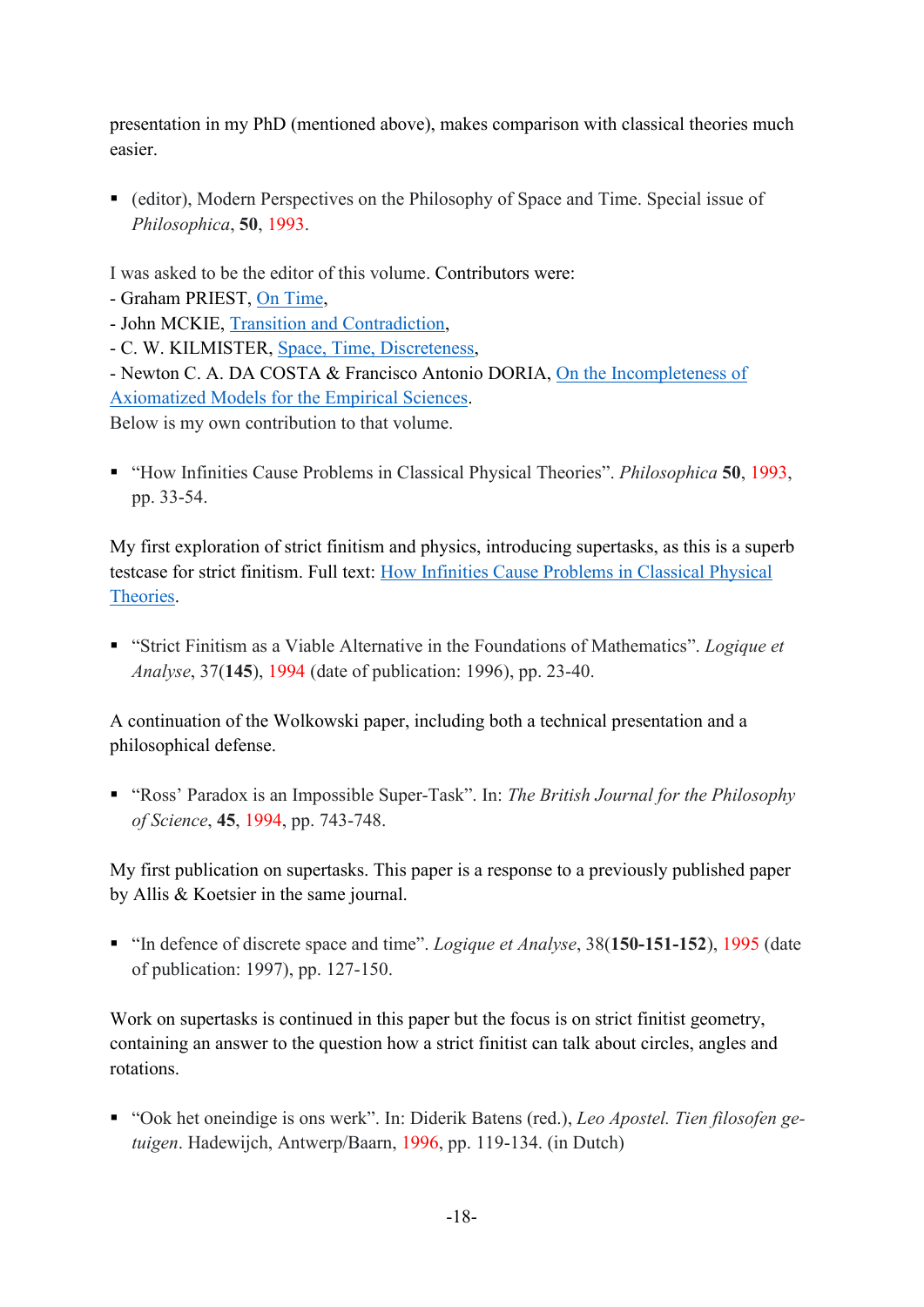presentation in my PhD (mentioned above), makes comparison with classical theories much easier.

- (editor), Modern Perspectives on the Philosophy of Space and Time. Special issue of *Philosophica*, **50**, 1993.

I was asked to be the editor of this volume. Contributors were:
- Graham PRIEST, On Time,
- John MCKIE, Transition and Contradiction,
- C. W. KILMISTER, Space, Time, Discreteness,
- Newton C. A. DA COSTA & Francisco Antonio DORIA, On the Incompleteness of Axiomatized Models for the Empirical Sciences.

Below is my own contribution to that volume.

- "How Infinities Cause Problems in Classical Physical Theories". *Philosophica* **50**, 1993, pp. 33-54.

My first exploration of strict finitism and physics, introducing supertasks, as this is a superb testcase for strict finitism. Full text: How Infinities Cause Problems in Classical Physical Theories.

- "Strict Finitism as a Viable Alternative in the Foundations of Mathematics". *Logique et Analyse*, 37(**145**), 1994 (date of publication: 1996), pp. 23-40.

A continuation of the Wolkowski paper, including both a technical presentation and a philosophical defense.

- "Ross' Paradox is an Impossible Super-Task". In: *The British Journal for the Philosophy of Science*, **45**, 1994, pp. 743-748.

My first publication on supertasks. This paper is a response to a previously published paper by Allis & Koetsier in the same journal.

- "In defence of discrete space and time". *Logique et Analyse*, 38(**150-151-152**), 1995 (date of publication: 1997), pp. 127-150.

Work on supertasks is continued in this paper but the focus is on strict finitist geometry, containing an answer to the question how a strict finitist can talk about circles, angles and rotations.

- "Ook het oneindige is ons werk". In: Diderik Batens (red.), *Leo Apostel. Tien filosofen getuigen*. Hadewijch, Antwerp/Baarn, 1996, pp. 119-134. (in Dutch)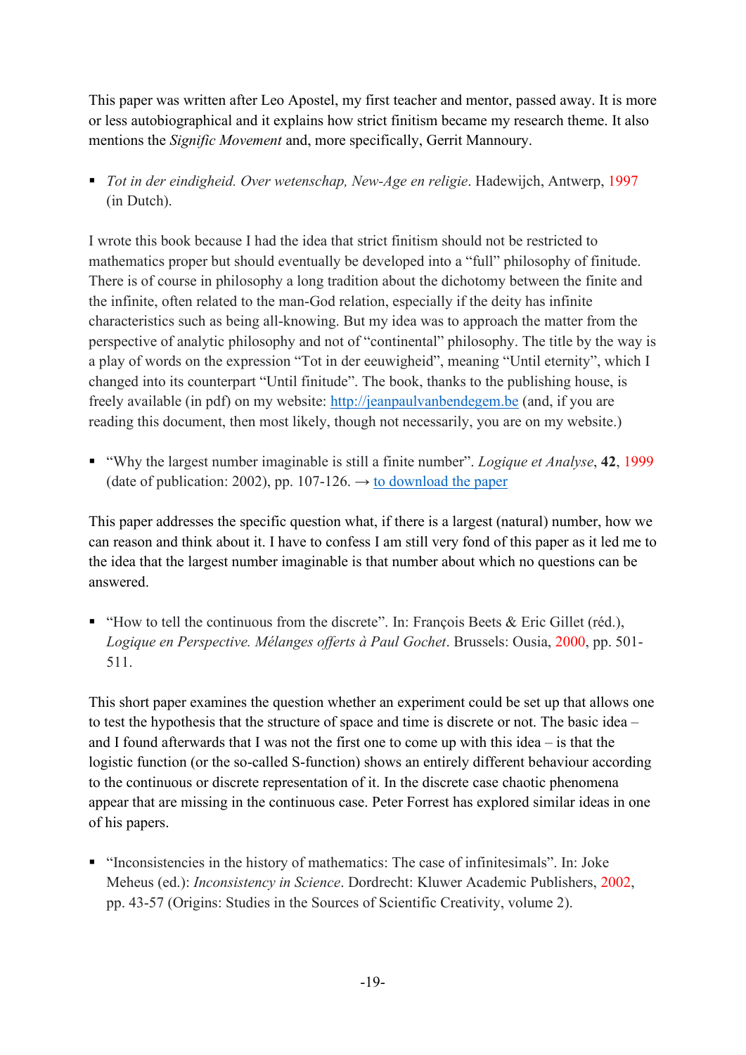This paper was written after Leo Apostel, my first teacher and mentor, passed away. It is more or less autobiographical and it explains how strict finitism became my research theme. It also mentions the *Signific Movement* and, more specifically, Gerrit Mannoury.

- *Tot in der eindigheid. Over wetenschap, New-Age en religie*. Hadewijch, Antwerp, 1997 (in Dutch).

I wrote this book because I had the idea that strict finitism should not be restricted to mathematics proper but should eventually be developed into a "full" philosophy of finitude. There is of course in philosophy a long tradition about the dichotomy between the finite and the infinite, often related to the man-God relation, especially if the deity has infinite characteristics such as being all-knowing. But my idea was to approach the matter from the perspective of analytic philosophy and not of "continental" philosophy. The title by the way is a play of words on the expression "Tot in der eeuwigheid", meaning "Until eternity", which I changed into its counterpart "Until finitude". The book, thanks to the publishing house, is freely available (in pdf) on my website: [http://jeanpaulvanbendegem.be](http://jeanpaulvanbendegem.be) (and, if you are reading this document, then most likely, though not necessarily, you are on my website.)

- "Why the largest number imaginable is still a finite number". *Logique et Analyse*, **42**, 1999 (date of publication: 2002), pp. 107-126. → to download the paper

This paper addresses the specific question what, if there is a largest (natural) number, how we can reason and think about it. I have to confess I am still very fond of this paper as it led me to the idea that the largest number imaginable is that number about which no questions can be answered.

- "How to tell the continuous from the discrete". In: François Beets & Eric Gillet (réd.), *Logique en Perspective. Mélanges offerts à Paul Gochet*. Brussels: Ousia, 2000, pp. 501-511.

This short paper examines the question whether an experiment could be set up that allows one to test the hypothesis that the structure of space and time is discrete or not. The basic idea – and I found afterwards that I was not the first one to come up with this idea – is that the logistic function (or the so-called S-function) shows an entirely different behaviour according to the continuous or discrete representation of it. In the discrete case chaotic phenomena appear that are missing in the continuous case. Peter Forrest has explored similar ideas in one of his papers.

- "Inconsistencies in the history of mathematics: The case of infinitesimals". In: Joke Meheus (ed.): *Inconsistency in Science*. Dordrecht: Kluwer Academic Publishers, 2002, pp. 43-57 (Origins: Studies in the Sources of Scientific Creativity, volume 2).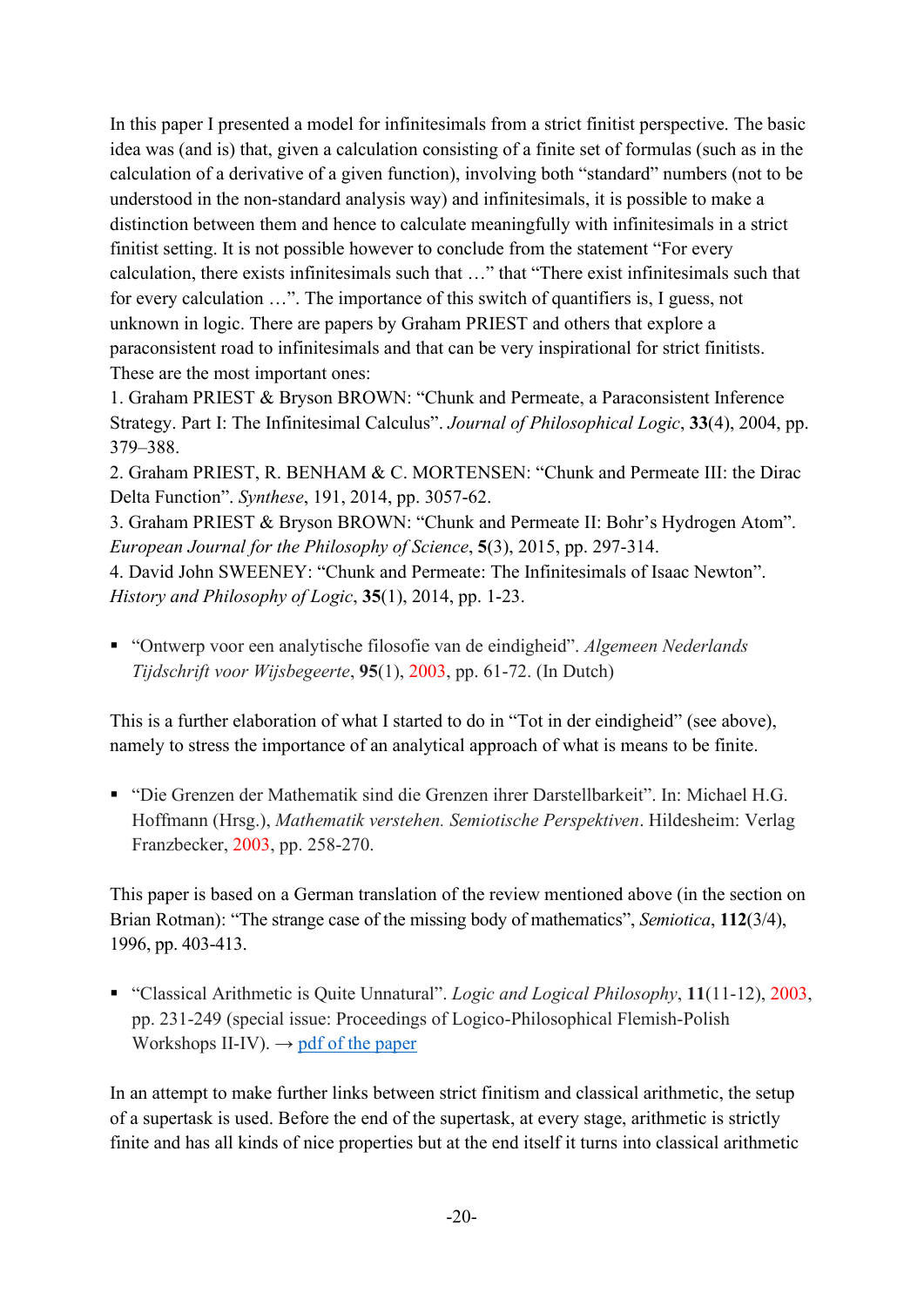In this paper I presented a model for infinitesimals from a strict finitist perspective. The basic idea was (and is) that, given a calculation consisting of a finite set of formulas (such as in the calculation of a derivative of a given function), involving both "standard" numbers (not to be understood in the non-standard analysis way) and infinitesimals, it is possible to make a distinction between them and hence to calculate meaningfully with infinitesimals in a strict finitist setting. It is not possible however to conclude from the statement "For every calculation, there exists infinitesimals such that …" that "There exist infinitesimals such that for every calculation …". The importance of this switch of quantifiers is, I guess, not unknown in logic. There are papers by Graham PRIEST and others that explore a paraconsistent road to infinitesimals and that can be very inspirational for strict finitists. These are the most important ones:

1. Graham PRIEST & Bryson BROWN: "Chunk and Permeate, a Paraconsistent Inference Strategy. Part I: The Infinitesimal Calculus". *Journal of Philosophical Logic*, **33**(4), 2004, pp. 379–388.
2. Graham PRIEST, R. BENHAM & C. MORTENSEN: "Chunk and Permeate III: the Dirac Delta Function". *Synthese*, 191, 2014, pp. 3057-62.
3. Graham PRIEST & Bryson BROWN: "Chunk and Permeate II: Bohr's Hydrogen Atom". *European Journal for the Philosophy of Science*, **5**(3), 2015, pp. 297-314.
4. David John SWEENEY: "Chunk and Permeate: The Infinitesimals of Isaac Newton". *History and Philosophy of Logic*, **35**(1), 2014, pp. 1-23.

- "Ontwerp voor een analytische filosofie van de eindigheid". *Algemeen Nederlands Tijdschrift voor Wijsbegeerte*, **95**(1), 2003, pp. 61-72. (In Dutch)

This is a further elaboration of what I started to do in "Tot in der eindigheid" (see above), namely to stress the importance of an analytical approach of what is means to be finite.

- "Die Grenzen der Mathematik sind die Grenzen ihrer Darstellbarkeit". In: Michael H.G. Hoffmann (Hrsg.), *Mathematik verstehen. Semiotische Perspektiven*. Hildesheim: Verlag Franzbecker, 2003, pp. 258-270.

This paper is based on a German translation of the review mentioned above (in the section on Brian Rotman): "The strange case of the missing body of mathematics", *Semiotica*, **112**(3/4), 1996, pp. 403-413.

- "Classical Arithmetic is Quite Unnatural". *Logic and Logical Philosophy*, **11**(11-12), 2003, pp. 231-249 (special issue: Proceedings of Logico-Philosophical Flemish-Polish Workshops II-IV). → pdf of the paper

In an attempt to make further links between strict finitism and classical arithmetic, the setup of a supertask is used. Before the end of the supertask, at every stage, arithmetic is strictly finite and has all kinds of nice properties but at the end itself it turns into classical arithmetic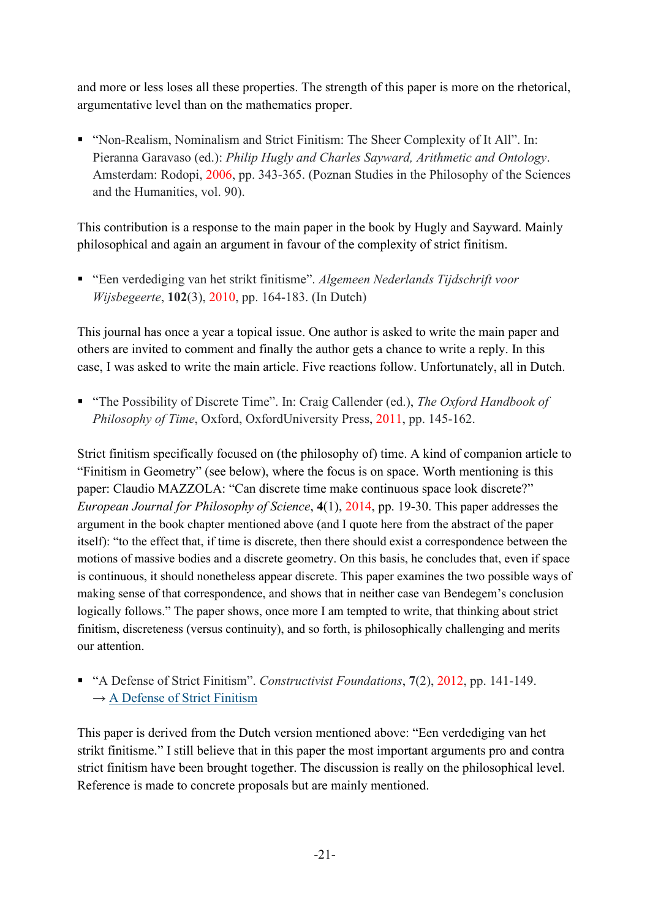and more or less loses all these properties. The strength of this paper is more on the rhetorical, argumentative level than on the mathematics proper.

- "Non-Realism, Nominalism and Strict Finitism: The Sheer Complexity of It All". In: Pieranna Garavaso (ed.): *Philip Hugly and Charles Sayward, Arithmetic and Ontology*. Amsterdam: Rodopi, 2006, pp. 343-365. (Poznan Studies in the Philosophy of the Sciences and the Humanities, vol. 90).

This contribution is a response to the main paper in the book by Hugly and Sayward. Mainly philosophical and again an argument in favour of the complexity of strict finitism.

- "Een verdediging van het strikt finitisme". *Algemeen Nederlands Tijdschrift voor Wijsbegeerte*, **102**(3), 2010, pp. 164-183. (In Dutch)

This journal has once a year a topical issue. One author is asked to write the main paper and others are invited to comment and finally the author gets a chance to write a reply. In this case, I was asked to write the main article. Five reactions follow. Unfortunately, all in Dutch.

- "The Possibility of Discrete Time". In: Craig Callender (ed.), *The Oxford Handbook of Philosophy of Time*, Oxford, OxfordUniversity Press, 2011, pp. 145-162.

Strict finitism specifically focused on (the philosophy of) time. A kind of companion article to "Finitism in Geometry" (see below), where the focus is on space. Worth mentioning is this paper: Claudio MAZZOLA: "Can discrete time make continuous space look discrete?" *European Journal for Philosophy of Science*, **4**(1), 2014, pp. 19-30. This paper addresses the argument in the book chapter mentioned above (and I quote here from the abstract of the paper itself): "to the effect that, if time is discrete, then there should exist a correspondence between the motions of massive bodies and a discrete geometry. On this basis, he concludes that, even if space is continuous, it should nonetheless appear discrete. This paper examines the two possible ways of making sense of that correspondence, and shows that in neither case van Bendegem's conclusion logically follows." The paper shows, once more I am tempted to write, that thinking about strict finitism, discreteness (versus continuity), and so forth, is philosophically challenging and merits our attention.

- "A Defense of Strict Finitism". *Constructivist Foundations*, **7**(2), 2012, pp. 141-149.
  → A Defense of Strict Finitism

This paper is derived from the Dutch version mentioned above: "Een verdediging van het strikt finitisme." I still believe that in this paper the most important arguments pro and contra strict finitism have been brought together. The discussion is really on the philosophical level. Reference is made to concrete proposals but are mainly mentioned.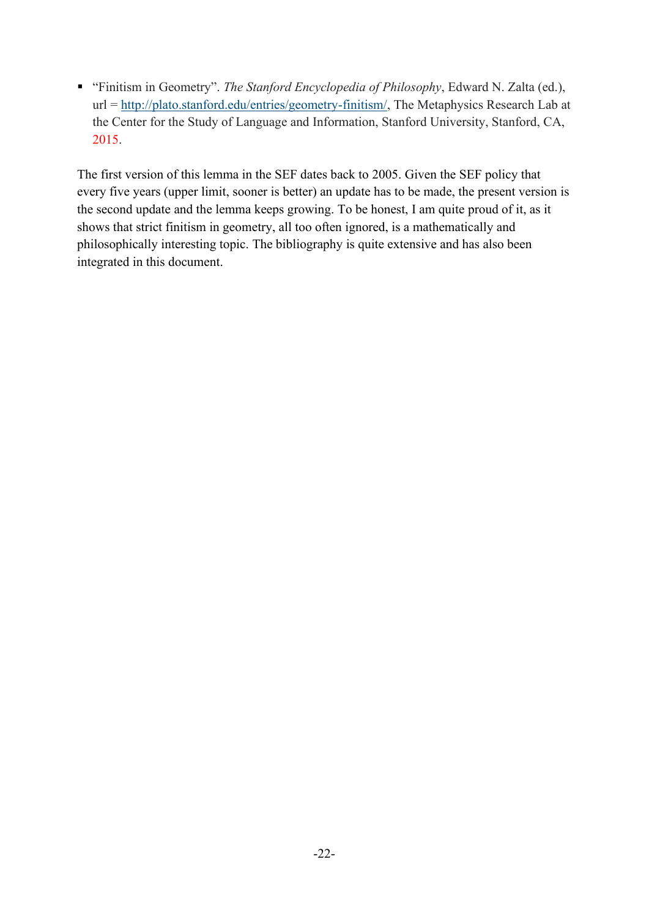- "Finitism in Geometry". *The Stanford Encyclopedia of Philosophy*, Edward N. Zalta (ed.), url = http://plato.stanford.edu/entries/geometry-finitism/, The Metaphysics Research Lab at the Center for the Study of Language and Information, Stanford University, Stanford, CA, 2015.

The first version of this lemma in the SEF dates back to 2005. Given the SEF policy that every five years (upper limit, sooner is better) an update has to be made, the present version is the second update and the lemma keeps growing. To be honest, I am quite proud of it, as it shows that strict finitism in geometry, all too often ignored, is a mathematically and philosophically interesting topic. The bibliography is quite extensive and has also been integrated in this document.